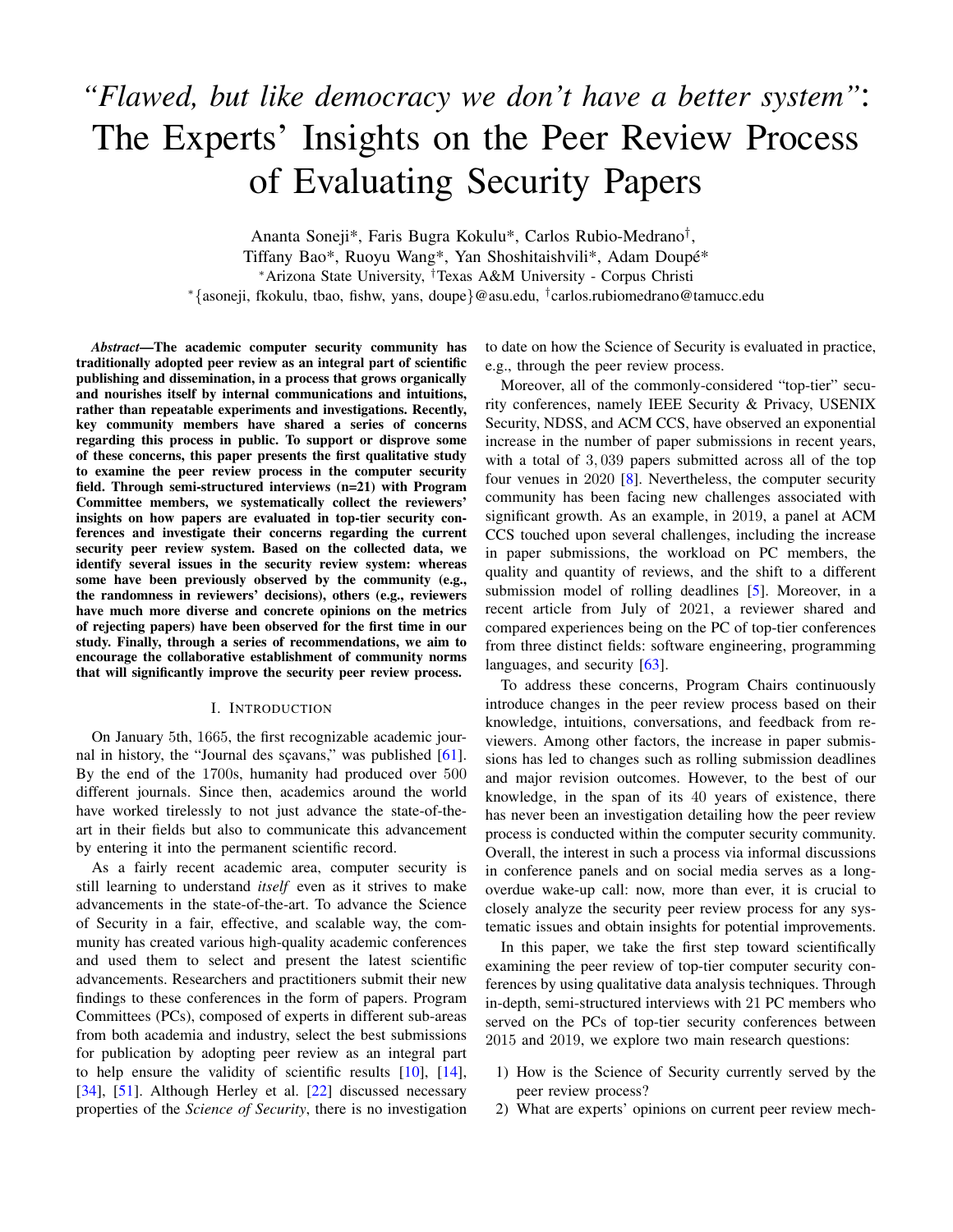# *"Flawed, but like democracy we don't have a better system"*: The Experts' Insights on the Peer Review Process of Evaluating Security Papers

Ananta Soneji*, Faris Bugra Kokulu*, Carlos Rubio-Medrano†, Tiffany Bao*, Ruoyu Wang*, Yan Shoshitaishvili*, Adam Doupé*

*Arizona State University, †Texas A&M University - Corpus Christi

*{asoneji, fkokulu, tbao, fishw, yans, doupe}@asu.edu, †carlos.rubiomedrano@tamucc.edu

***Abstract*—The academic computer security community has traditionally adopted peer review as an integral part of scientific publishing and dissemination, in a process that grows organically and nourishes itself by internal communications and intuitions, rather than repeatable experiments and investigations. Recently, key community members have shared a series of concerns regarding this process in public. To support or disprove some of these concerns, this paper presents the first qualitative study to examine the peer review process in the computer security field. Through semi-structured interviews (n=21) with Program Committee members, we systematically collect the reviewers' insights on how papers are evaluated in top-tier security conferences and investigate their concerns regarding the current security peer review system. Based on the collected data, we identify several issues in the security review system: whereas some have been previously observed by the community (e.g., the randomness in reviewers' decisions), others (e.g., reviewers have much more diverse and concrete opinions on the metrics of rejecting papers) have been observed for the first time in our study. Finally, through a series of recommendations, we aim to encourage the collaborative establishment of community norms that will significantly improve the security peer review process.**

## I. Introduction

On January 5th, 1665, the first recognizable academic journal in history, the "Journal des sçavans," was published [61]. By the end of the 1700s, humanity had produced over 500 different journals. Since then, academics around the world have worked tirelessly to not just advance the state-of-the-art in their fields but also to communicate this advancement by entering it into the permanent scientific record.

As a fairly recent academic area, computer security is still learning to understand *itself* even as it strives to make advancements in the state-of-the-art. To advance the Science of Security in a fair, effective, and scalable way, the community has created various high-quality academic conferences and used them to select and present the latest scientific advancements. Researchers and practitioners submit their new findings to these conferences in the form of papers. Program Committees (PCs), composed of experts in different sub-areas from both academia and industry, select the best submissions for publication by adopting peer review as an integral part to help ensure the validity of scientific results [10], [14], [34], [51]. Although Herley et al. [22] discussed necessary properties of the *Science of Security*, there is no investigation to date on how the Science of Security is evaluated in practice, e.g., through the peer review process.

Moreover, all of the commonly-considered "top-tier" security conferences, namely IEEE Security & Privacy, USENIX Security, NDSS, and ACM CCS, have observed an exponential increase in the number of paper submissions in recent years, with a total of 3,039 papers submitted across all of the top four venues in 2020 [8]. Nevertheless, the computer security community has been facing new challenges associated with significant growth. As an example, in 2019, a panel at ACM CCS touched upon several challenges, including the increase in paper submissions, the workload on PC members, the quality and quantity of reviews, and the shift to a different submission model of rolling deadlines [5]. Moreover, in a recent article from July of 2021, a reviewer shared and compared experiences being on the PC of top-tier conferences from three distinct fields: software engineering, programming languages, and security [63].

To address these concerns, Program Chairs continuously introduce changes in the peer review process based on their knowledge, intuitions, conversations, and feedback from reviewers. Among other factors, the increase in paper submissions has led to changes such as rolling submission deadlines and major revision outcomes. However, to the best of our knowledge, in the span of its 40 years of existence, there has never been an investigation detailing how the peer review process is conducted within the computer security community. Overall, the interest in such a process via informal discussions in conference panels and on social media serves as a long-overdue wake-up call: now, more than ever, it is crucial to closely analyze the security peer review process for any systematic issues and obtain insights for potential improvements.

In this paper, we take the first step toward scientifically examining the peer review of top-tier computer security conferences by using qualitative data analysis techniques. Through in-depth, semi-structured interviews with 21 PC members who served on the PCs of top-tier security conferences between 2015 and 2019, we explore two main research questions:

1) How is the Science of Security currently served by the peer review process?
2) What are experts' opinions on current peer review mech-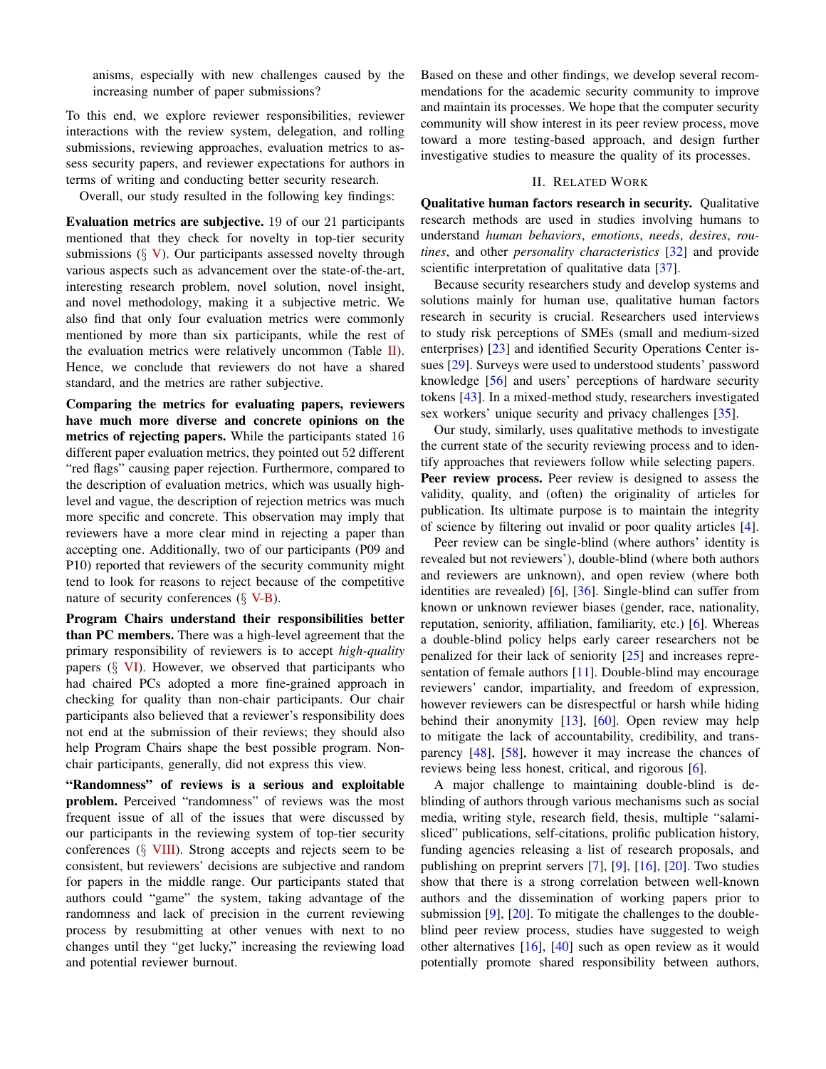anisms, especially with new challenges caused by the increasing number of paper submissions?

To this end, we explore reviewer responsibilities, reviewer interactions with the review system, delegation, and rolling submissions, reviewing approaches, evaluation metrics to assess security papers, and reviewer expectations for authors in terms of writing and conducting better security research.

Overall, our study resulted in the following key findings:

**Evaluation metrics are subjective.** 19 of our 21 participants mentioned that they check for novelty in top-tier security submissions (§ V). Our participants assessed novelty through various aspects such as advancement over the state-of-the-art, interesting research problem, novel solution, novel insight, and novel methodology, making it a subjective metric. We also find that only four evaluation metrics were commonly mentioned by more than six participants, while the rest of the evaluation metrics were relatively uncommon (Table II). Hence, we conclude that reviewers do not have a shared standard, and the metrics are rather subjective.

**Comparing the metrics for evaluating papers, reviewers have much more diverse and concrete opinions on the metrics of rejecting papers.** While the participants stated 16 different paper evaluation metrics, they pointed out 52 different "red flags" causing paper rejection. Furthermore, compared to the description of evaluation metrics, which was usually high-level and vague, the description of rejection metrics was much more specific and concrete. This observation may imply that reviewers have a more clear mind in rejecting a paper than accepting one. Additionally, two of our participants (P09 and P10) reported that reviewers of the security community might tend to look for reasons to reject because of the competitive nature of security conferences (§ V-B).

**Program Chairs understand their responsibilities better than PC members.** There was a high-level agreement that the primary responsibility of reviewers is to accept *high-quality* papers (§ VI). However, we observed that participants who had chaired PCs adopted a more fine-grained approach in checking for quality than non-chair participants. Our chair participants also believed that a reviewer's responsibility does not end at the submission of their reviews; they should also help Program Chairs shape the best possible program. Non-chair participants, generally, did not express this view.

**"Randomness" of reviews is a serious and exploitable problem.** Perceived "randomness" of reviews was the most frequent issue of all of the issues that were discussed by our participants in the reviewing system of top-tier security conferences (§ VIII). Strong accepts and rejects seem to be consistent, but reviewers' decisions are subjective and random for papers in the middle range. Our participants stated that authors could "game" the system, taking advantage of the randomness and lack of precision in the current reviewing process by resubmitting at other venues with next to no changes until they "get lucky," increasing the reviewing load and potential reviewer burnout.

Based on these and other findings, we develop several recommendations for the academic security community to improve and maintain its processes. We hope that the computer security community will show interest in its peer review process, move toward a more testing-based approach, and design further investigative studies to measure the quality of its processes.

## II. Related Work

**Qualitative human factors research in security.** Qualitative research methods are used in studies involving humans to understand *human behaviors*, *emotions*, *needs*, *desires*, *routines*, and other *personality characteristics* [32] and provide scientific interpretation of qualitative data [37].

Because security researchers study and develop systems and solutions mainly for human use, qualitative human factors research in security is crucial. Researchers used interviews to study risk perceptions of SMEs (small and medium-sized enterprises) [23] and identified Security Operations Center issues [29]. Surveys were used to understood students' password knowledge [56] and users' perceptions of hardware security tokens [43]. In a mixed-method study, researchers investigated sex workers' unique security and privacy challenges [35].

Our study, similarly, uses qualitative methods to investigate the current state of the security reviewing process and to identify approaches that reviewers follow while selecting papers.

**Peer review process.** Peer review is designed to assess the validity, quality, and (often) the originality of articles for publication. Its ultimate purpose is to maintain the integrity of science by filtering out invalid or poor quality articles [4].

Peer review can be single-blind (where authors' identity is revealed but not reviewers'), double-blind (where both authors and reviewers are unknown), and open review (where both identities are revealed) [6], [36]. Single-blind can suffer from known or unknown reviewer biases (gender, race, nationality, reputation, seniority, affiliation, familiarity, etc.) [6]. Whereas a double-blind policy helps early career researchers not be penalized for their lack of seniority [25] and increases representation of female authors [11]. Double-blind may encourage reviewers' candor, impartiality, and freedom of expression, however reviewers can be disrespectful or harsh while hiding behind their anonymity [13], [60]. Open review may help to mitigate the lack of accountability, credibility, and transparency [48], [58], however it may increase the chances of reviews being less honest, critical, and rigorous [6].

A major challenge to maintaining double-blind is deblinding of authors through various mechanisms such as social media, writing style, research field, thesis, multiple "salami-sliced" publications, self-citations, prolific publication history, funding agencies releasing a list of research proposals, and publishing on preprint servers [7], [9], [16], [20]. Two studies show that there is a strong correlation between well-known authors and the dissemination of working papers prior to submission [9], [20]. To mitigate the challenges to the double-blind peer review process, studies have suggested to weigh other alternatives [16], [40] such as open review as it would potentially promote shared responsibility between authors,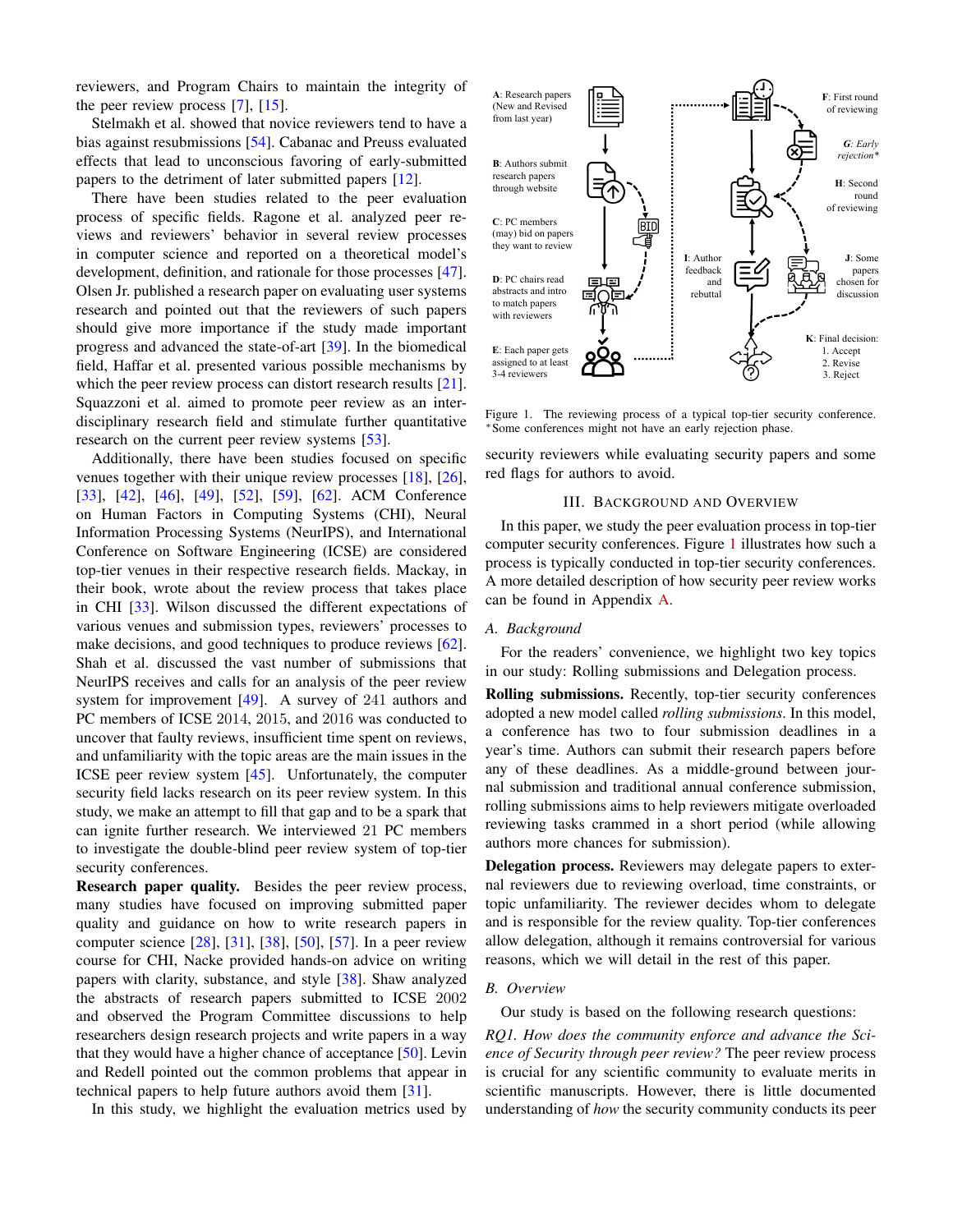reviewers, and Program Chairs to maintain the integrity of the peer review process [7], [15].

Stelmakh et al. showed that novice reviewers tend to have a bias against resubmissions [54]. Cabanac and Preuss evaluated effects that lead to unconscious favoring of early-submitted papers to the detriment of later submitted papers [12].

There have been studies related to the peer evaluation process of specific fields. Ragone et al. analyzed peer reviews and reviewers' behavior in several review processes in computer science and reported on a theoretical model's development, definition, and rationale for those processes [47]. Olsen Jr. published a research paper on evaluating user systems research and pointed out that the reviewers of such papers should give more importance if the study made important progress and advanced the state-of-art [39]. In the biomedical field, Haffar et al. presented various possible mechanisms by which the peer review process can distort research results [21]. Squazzoni et al. aimed to promote peer review as an interdisciplinary research field and stimulate further quantitative research on the current peer review systems [53].

Additionally, there have been studies focused on specific venues together with their unique review processes [18], [26], [33], [42], [46], [49], [52], [59], [62]. ACM Conference on Human Factors in Computing Systems (CHI), Neural Information Processing Systems (NeurIPS), and International Conference on Software Engineering (ICSE) are considered top-tier venues in their respective research fields. Mackay, in their book, wrote about the review process that takes place in CHI [33]. Wilson discussed the different expectations of various venues and submission types, reviewers' processes to make decisions, and good techniques to produce reviews [62]. Shah et al. discussed the vast number of submissions that NeurIPS receives and calls for an analysis of the peer review system for improvement [49]. A survey of 241 authors and PC members of ICSE 2014, 2015, and 2016 was conducted to uncover that faulty reviews, insufficient time spent on reviews, and unfamiliarity with the topic areas are the main issues in the ICSE peer review system [45]. Unfortunately, the computer security field lacks research on its peer review system. In this study, we make an attempt to fill that gap and to be a spark that can ignite further research. We interviewed 21 PC members to investigate the double-blind peer review system of top-tier security conferences.

**Research paper quality.** Besides the peer review process, many studies have focused on improving submitted paper quality and guidance on how to write research papers in computer science [28], [31], [38], [50], [57]. In a peer review course for CHI, Nacke provided hands-on advice on writing papers with clarity, substance, and style [38]. Shaw analyzed the abstracts of research papers submitted to ICSE 2002 and observed the Program Committee discussions to help researchers design research projects and write papers in a way that they would have a higher chance of acceptance [50]. Levin and Redell pointed out the common problems that appear in technical papers to help future authors avoid them [31].

In this study, we highlight the evaluation metrics used by security reviewers while evaluating security papers and some red flags for authors to avoid.

A: Research papers (New and Revised from last year)
B: Authors submit research papers through website
C: PC members (may) bid on papers they want to review
D: PC chairs read abstracts and intro to match papers with reviewers
E: Each paper gets assigned to at least 3-4 reviewers
F: First round of reviewing
G: Early rejection*
H: Second round of reviewing
I: Author feedback and rebuttal
J: Some papers chosen for discussion
K: Final decision: 1. Accept 2. Revise 3. Reject

Figure 1. The reviewing process of a typical top-tier security conference. *Some conferences might not have an early rejection phase.

## III. Background and Overview

In this paper, we study the peer evaluation process in top-tier computer security conferences. Figure 1 illustrates how such a process is typically conducted in top-tier security conferences. A more detailed description of how security peer review works can be found in Appendix A.

### A. Background

For the readers' convenience, we highlight two key topics in our study: Rolling submissions and Delegation process.

**Rolling submissions.** Recently, top-tier security conferences adopted a new model called *rolling submissions*. In this model, a conference has two to four submission deadlines in a year's time. Authors can submit their research papers before any of these deadlines. As a middle-ground between journal submission and traditional annual conference submission, rolling submissions aims to help reviewers mitigate overloaded reviewing tasks crammed in a short period (while allowing authors more chances for submission).

**Delegation process.** Reviewers may delegate papers to external reviewers due to reviewing overload, time constraints, or topic unfamiliarity. The reviewer decides whom to delegate and is responsible for the review quality. Top-tier conferences allow delegation, although it remains controversial for various reasons, which we will detail in the rest of this paper.

### B. Overview

Our study is based on the following research questions:

*RQ1. How does the community enforce and advance the Science of Security through peer review?* The peer review process is crucial for any scientific community to evaluate merits in scientific manuscripts. However, there is little documented understanding of *how* the security community conducts its peer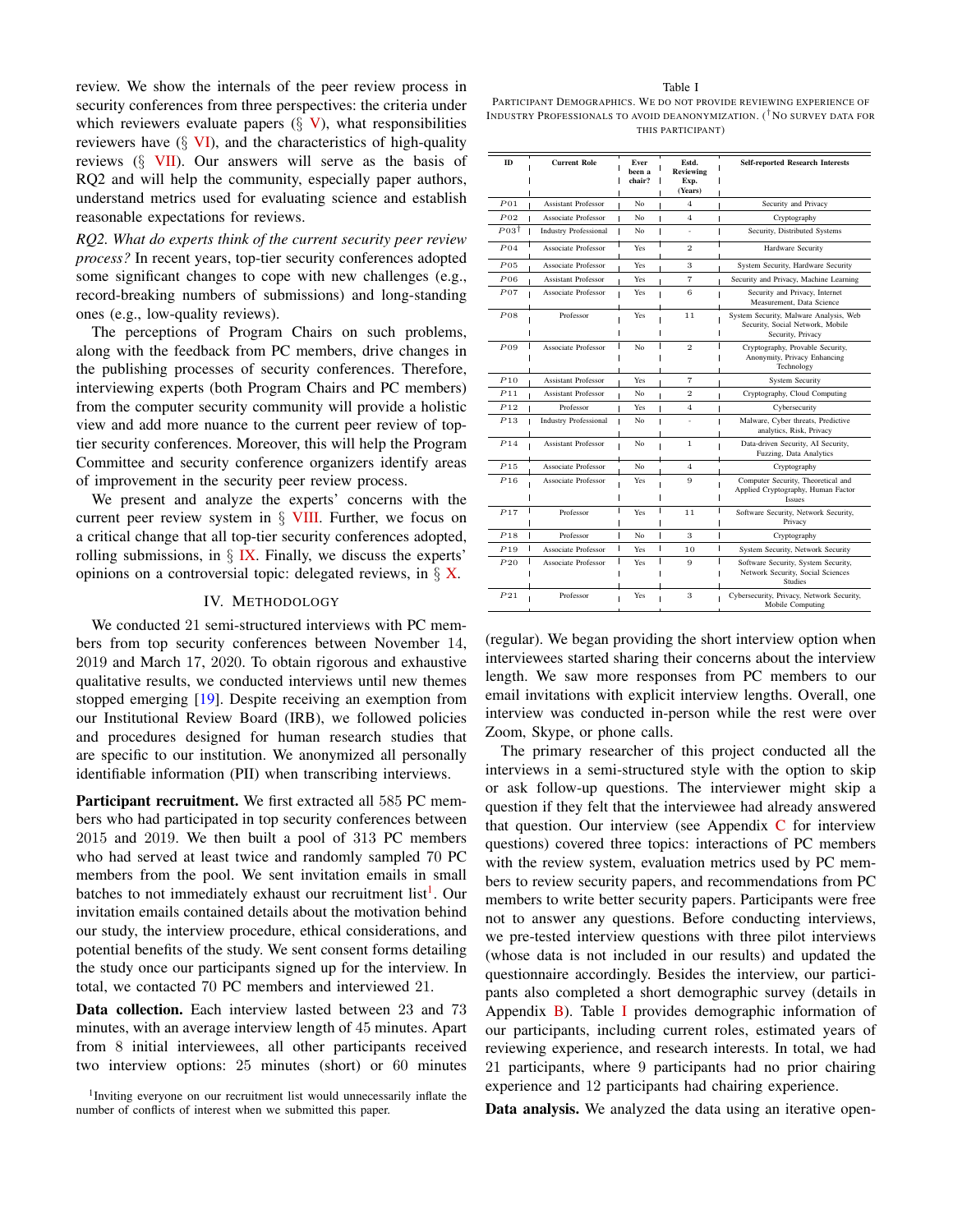review. We show the internals of the peer review process in security conferences from three perspectives: the criteria under which reviewers evaluate papers (§ V), what responsibilities reviewers have (§ VI), and the characteristics of high-quality reviews (§ VII). Our answers will serve as the basis of RQ2 and will help the community, especially paper authors, understand metrics used for evaluating science and establish reasonable expectations for reviews.

*RQ2. What do experts think of the current security peer review process?* In recent years, top-tier security conferences adopted some significant changes to cope with new challenges (e.g., record-breaking numbers of submissions) and long-standing ones (e.g., low-quality reviews).

The perceptions of Program Chairs on such problems, along with the feedback from PC members, drive changes in the publishing processes of security conferences. Therefore, interviewing experts (both Program Chairs and PC members) from the computer security community will provide a holistic view and add more nuance to the current peer review of top-tier security conferences. Moreover, this will help the Program Committee and security conference organizers identify areas of improvement in the security peer review process.

We present and analyze the experts' concerns with the current peer review system in § VIII. Further, we focus on a critical change that all top-tier security conferences adopted, rolling submissions, in § IX. Finally, we discuss the experts' opinions on a controversial topic: delegated reviews, in § X.

## IV. Methodology

We conducted 21 semi-structured interviews with PC members from top security conferences between November 14, 2019 and March 17, 2020. To obtain rigorous and exhaustive qualitative results, we conducted interviews until new themes stopped emerging [19]. Despite receiving an exemption from our Institutional Review Board (IRB), we followed policies and procedures designed for human research studies that are specific to our institution. We anonymized all personally identifiable information (PII) when transcribing interviews.

**Participant recruitment.** We first extracted all 585 PC members who had participated in top security conferences between 2015 and 2019. We then built a pool of 313 PC members who had served at least twice and randomly sampled 70 PC members from the pool. We sent invitation emails in small batches to not immediately exhaust our recruitment list[1]. Our invitation emails contained details about the motivation behind our study, the interview procedure, ethical considerations, and potential benefits of the study. We sent consent forms detailing the study once our participants signed up for the interview. In total, we contacted 70 PC members and interviewed 21.

**Data collection.** Each interview lasted between 23 and 73 minutes, with an average interview length of 45 minutes. Apart from 8 initial interviewees, all other participants received two interview options: 25 minutes (short) or 60 minutes (regular). We began providing the short interview option when interviewees started sharing their concerns about the interview length. We saw more responses from PC members to our email invitations with explicit interview lengths. Overall, one interview was conducted in-person while the rest were over Zoom, Skype, or phone calls.

[1] Inviting everyone on our recruitment list would unnecessarily inflate the number of conflicts of interest when we submitted this paper.

Table I
Participant Demographics. We do not provide reviewing experience of Industry Professionals to avoid deanonymization. (†No survey data for this participant)

| ID | Current Role | Ever been a chair? | Estd. Reviewing Exp. (Years) | Self-reported Research Interests |
|---|---|---|---|---|
| P01 | Assistant Professor | No | 4 | Security and Privacy |
| P02 | Associate Professor | No | 4 | Cryptography |
| P03† | Industry Professional | No | - | Security, Distributed Systems |
| P04 | Associate Professor | Yes | 2 | Hardware Security |
| P05 | Associate Professor | Yes | 3 | System Security, Hardware Security |
| P06 | Assistant Professor | Yes | 7 | Security and Privacy, Machine Learning |
| P07 | Associate Professor | Yes | 6 | Security and Privacy, Internet Measurement, Data Science |
| P08 | Professor | Yes | 11 | System Security, Malware Analysis, Web Security, Social Network, Mobile Security, Privacy |
| P09 | Associate Professor | No | 2 | Cryptography, Provable Security, Anonymity, Privacy Enhancing Technology |
| P10 | Assistant Professor | Yes | 7 | System Security |
| P11 | Assistant Professor | No | 2 | Cryptography, Cloud Computing |
| P12 | Professor | Yes | 4 | Cybersecurity |
| P13 | Industry Professional | No | - | Malware, Cyber threats, Predictive analytics, Risk, Privacy |
| P14 | Assistant Professor | No | 1 | Data-driven Security, AI Security, Fuzzing, Data Analytics |
| P15 | Associate Professor | No | 4 | Cryptography |
| P16 | Associate Professor | Yes | 9 | Computer Security, Theoretical and Applied Cryptography, Human Factor Issues |
| P17 | Professor | Yes | 11 | Software Security, Network Security, Privacy |
| P18 | Professor | No | 3 | Cryptography |
| P19 | Associate Professor | Yes | 10 | System Security, Network Security |
| P20 | Associate Professor | Yes | 9 | Software Security, System Security, Network Security, Social Sciences Studies |
| P21 | Professor | Yes | 3 | Cybersecurity, Privacy, Network Security, Mobile Computing |

The primary researcher of this project conducted all the interviews in a semi-structured style with the option to skip or ask follow-up questions. The interviewer might skip a question if they felt that the interviewee had already answered that question. Our interview (see Appendix C for interview questions) covered three topics: interactions of PC members with the review system, evaluation metrics used by PC members to review security papers, and recommendations from PC members to write better security papers. Participants were free not to answer any questions. Before conducting interviews, we pre-tested interview questions with three pilot interviews (whose data is not included in our results) and updated the questionnaire accordingly. Besides the interview, our participants also completed a short demographic survey (details in Appendix B). Table I provides demographic information of our participants, including current roles, estimated years of reviewing experience, and research interests. In total, we had 21 participants, where 9 participants had no prior chairing experience and 12 participants had chairing experience.

**Data analysis.** We analyzed the data using an iterative open-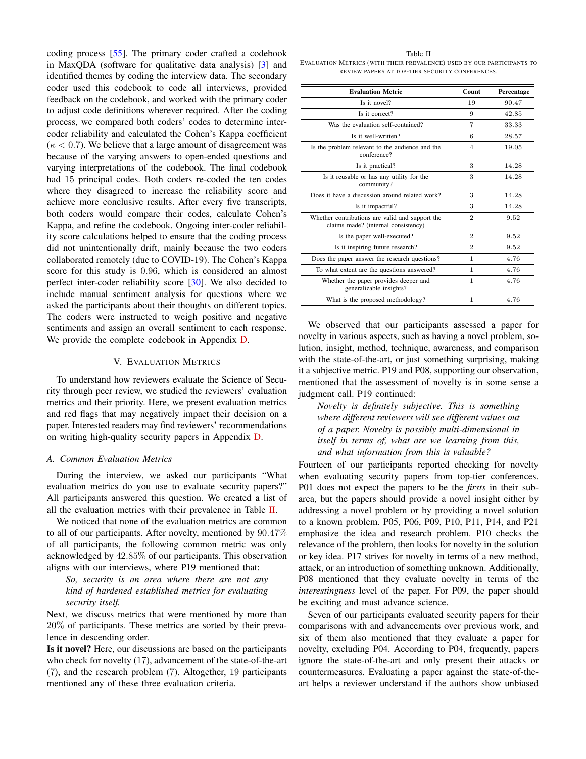coding process [55]. The primary coder crafted a codebook in MaxQDA (software for qualitative data analysis) [3] and identified themes by coding the interview data. The secondary coder used this codebook to code all interviews, provided feedback on the codebook, and worked with the primary coder to adjust code definitions wherever required. After the coding process, we compared both coders' codes to determine inter-coder reliability and calculated the Cohen's Kappa coefficient ($\kappa < 0.7$). We believe that a large amount of disagreement was because of the varying answers to open-ended questions and varying interpretations of the codebook. The final codebook had 15 principal codes. Both coders re-coded the ten codes where they disagreed to increase the reliability score and achieve more conclusive results. After every five transcripts, both coders would compare their codes, calculate Cohen's Kappa, and refine the codebook. Ongoing inter-coder reliability score calculations helped to ensure that the coding process did not unintentionally drift, mainly because the two coders collaborated remotely (due to COVID-19). The Cohen's Kappa score for this study is 0.96, which is considered an almost perfect inter-coder reliability score [30]. We also decided to include manual sentiment analysis for questions where we asked the participants about their thoughts on different topics. The coders were instructed to weigh positive and negative sentiments and assign an overall sentiment to each response. We provide the complete codebook in Appendix D.

## V. Evaluation Metrics

To understand how reviewers evaluate the Science of Security through peer review, we studied the reviewers' evaluation metrics and their priority. Here, we present evaluation metrics and red flags that may negatively impact their decision on a paper. Interested readers may find reviewers' recommendations on writing high-quality security papers in Appendix D.

### A. Common Evaluation Metrics

During the interview, we asked our participants "What evaluation metrics do you use to evaluate security papers?" All participants answered this question. We created a list of all the evaluation metrics with their prevalence in Table II.

We noticed that none of the evaluation metrics are common to all of our participants. After novelty, mentioned by 90.47% of all participants, the following common metric was only acknowledged by 42.85% of our participants. This observation aligns with our interviews, where P19 mentioned that:

> *So, security is an area where there are not any kind of hardened established metrics for evaluating security itself.*

Next, we discuss metrics that were mentioned by more than 20% of participants. These metrics are sorted by their prevalence in descending order.

**Is it novel?** Here, our discussions are based on the participants who check for novelty (17), advancement of the state-of-the-art (7), and the research problem (7). Altogether, 19 participants mentioned any of these three evaluation criteria.

Table II
Evaluation Metrics (with their prevalence) used by our participants to review papers at top-tier security conferences.

| Evaluation Metric | Count | Percentage |
|---|---|---|
| Is it novel? | 19 | 90.47 |
| Is it correct? | 9 | 42.85 |
| Was the evaluation self-contained? | 7 | 33.33 |
| Is it well-written? | 6 | 28.57 |
| Is the problem relevant to the audience and the conference? | 4 | 19.05 |
| Is it practical? | 3 | 14.28 |
| Is it reusable or has any utility for the community? | 3 | 14.28 |
| Does it have a discussion around related work? | 3 | 14.28 |
| Is it impactful? | 3 | 14.28 |
| Whether contributions are valid and support the claims made? (internal consistency) | 2 | 9.52 |
| Is the paper well-executed? | 2 | 9.52 |
| Is it inspiring future research? | 2 | 9.52 |
| Does the paper answer the research questions? | 1 | 4.76 |
| To what extent are the questions answered? | 1 | 4.76 |
| Whether the paper provides deeper and generalizable insights? | 1 | 4.76 |
| What is the proposed methodology? | 1 | 4.76 |

We observed that our participants assessed a paper for novelty in various aspects, such as having a novel problem, solution, insight, method, technique, awareness, and comparison with the state-of-the-art, or just something surprising, making it a subjective metric. P19 and P08, supporting our observation, mentioned that the assessment of novelty is in some sense a judgment call. P19 continued:

> *Novelty is definitely subjective. This is something where different reviewers will see different values out of a paper. Novelty is possibly multi-dimensional in itself in terms of, what are we learning from this, and what information from this is valuable?*

Fourteen of our participants reported checking for novelty when evaluating security papers from top-tier conferences. P01 does not expect the papers to be the *firsts* in their sub-area, but the papers should provide a novel insight either by addressing a novel problem or by providing a novel solution to a known problem. P05, P06, P09, P10, P11, P14, and P21 emphasize the idea and research problem. P10 checks the relevance of the problem, then looks for novelty in the solution or key idea. P17 strives for novelty in terms of a new method, attack, or an introduction of something unknown. Additionally, P08 mentioned that they evaluate novelty in terms of the *interestingness* level of the paper. For P09, the paper should be exciting and must advance science.

Seven of our participants evaluated security papers for their comparisons with and advancements over previous work, and six of them also mentioned that they evaluate a paper for novelty, excluding P04. According to P04, frequently, papers ignore the state-of-the-art and only present their attacks or countermeasures. Evaluating a paper against the state-of-the-art helps a reviewer understand if the authors show unbiased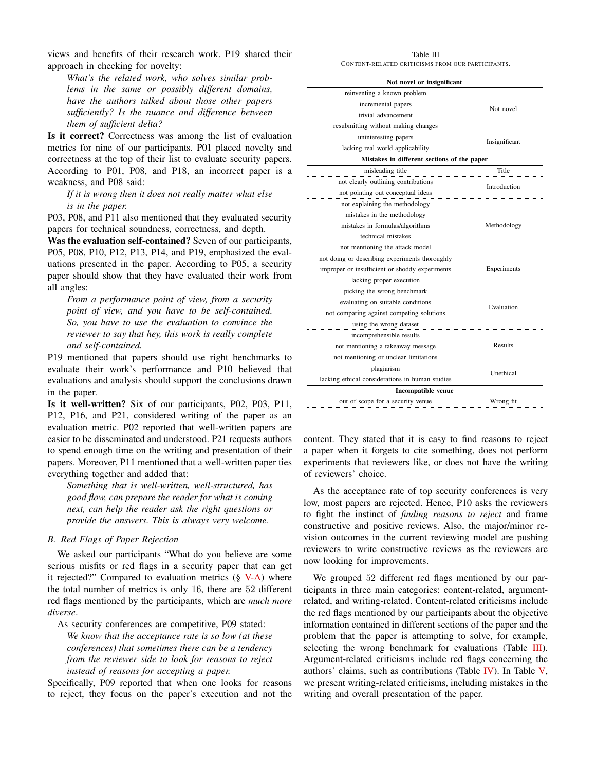views and benefits of their research work. P19 shared their approach in checking for novelty:

> *What's the related work, who solves similar problems in the same or possibly different domains, have the authors talked about those other papers sufficiently? Is the nuance and difference between them of sufficient delta?*

**Is it correct?** Correctness was among the list of evaluation metrics for nine of our participants. P01 placed novelty and correctness at the top of their list to evaluate security papers. According to P01, P08, and P18, an incorrect paper is a weakness, and P08 said:

> *If it is wrong then it does not really matter what else is in the paper.*

P03, P08, and P11 also mentioned that they evaluated security papers for technical soundness, correctness, and depth.

**Was the evaluation self-contained?** Seven of our participants, P05, P08, P10, P12, P13, P14, and P19, emphasized the evaluations presented in the paper. According to P05, a security paper should show that they have evaluated their work from all angles:

> *From a performance point of view, from a security point of view, and you have to be self-contained. So, you have to use the evaluation to convince the reviewer to say that hey, this work is really complete and self-contained.*

P19 mentioned that papers should use right benchmarks to evaluate their work's performance and P10 believed that evaluations and analysis should support the conclusions drawn in the paper.

**Is it well-written?** Six of our participants, P02, P03, P11, P12, P16, and P21, considered writing of the paper as an evaluation metric. P02 reported that well-written papers are easier to be disseminated and understood. P21 requests authors to spend enough time on the writing and presentation of their papers. Moreover, P11 mentioned that a well-written paper ties everything together and added that:

> *Something that is well-written, well-structured, has good flow, can prepare the reader for what is coming next, can help the reader ask the right questions or provide the answers. This is always very welcome.*

### B. Red Flags of Paper Rejection

We asked our participants "What do you believe are some serious misfits or red flags in a security paper that can get it rejected?" Compared to evaluation metrics (§ V-A) where the total number of metrics is only 16, there are 52 different red flags mentioned by the participants, which are *much more diverse*.

As security conferences are competitive, P09 stated:

> *We know that the acceptance rate is so low (at these conferences) that sometimes there can be a tendency from the reviewer side to look for reasons to reject instead of reasons for accepting a paper.*

Specifically, P09 reported that when one looks for reasons to reject, they focus on the paper's execution and not the content. They stated that it is easy to find reasons to reject a paper when it forgets to cite something, does not perform experiments that reviewers like, or does not have the writing of reviewers' choice.

As the acceptance rate of top security conferences is very low, most papers are rejected. Hence, P10 asks the reviewers to fight the instinct of *finding reasons to reject* and frame constructive and positive reviews. Also, the major/minor revision outcomes in the current reviewing model are pushing reviewers to write constructive reviews as the reviewers are now looking for improvements.

We grouped 52 different red flags mentioned by our participants in three main categories: content-related, argument-related, and writing-related. Content-related criticisms include the red flags mentioned by our participants about the objective information contained in different sections of the paper and the problem that the paper is attempting to solve, for example, selecting the wrong benchmark for evaluations (Table III). Argument-related criticisms include red flags concerning the authors' claims, such as contributions (Table IV). In Table V, we present writing-related criticisms, including mistakes in the writing and overall presentation of the paper.

Table III
CONTENT-RELATED CRITICISMS FROM OUR PARTICIPANTS.

| Criticism | Category |
|---|---|
| **Not novel or insignificant** | |
| reinventing a known problem | Not novel |
| incremental papers | Not novel |
| trivial advancement | Not novel |
| resubmitting without making changes | Not novel |
| uninteresting papers | Insignificant |
| lacking real world applicability | Insignificant |
| **Mistakes in different sections of the paper** | |
| misleading title | Title |
| not clearly outlining contributions | Introduction |
| not pointing out conceptual ideas | Introduction |
| not explaining the methodology | Methodology |
| mistakes in the methodology | Methodology |
| mistakes in formulas/algorithms | Methodology |
| technical mistakes | Methodology |
| not mentioning the attack model | Methodology |
| not doing or describing experiments thoroughly | Experiments |
| improper or insufficient or shoddy experiments | Experiments |
| lacking proper execution | Experiments |
| picking the wrong benchmark | Evaluation |
| evaluating on suitable conditions | Evaluation |
| not comparing against competing solutions | Evaluation |
| using the wrong dataset | Evaluation |
| incomprehensible results | Results |
| not mentioning a takeaway message | Results |
| not mentioning or unclear limitations | Results |
| plagiarism | Unethical |
| lacking ethical considerations in human studies | Unethical |
| **Incompatible venue** | |
| out of scope for a security venue | Wrong fit |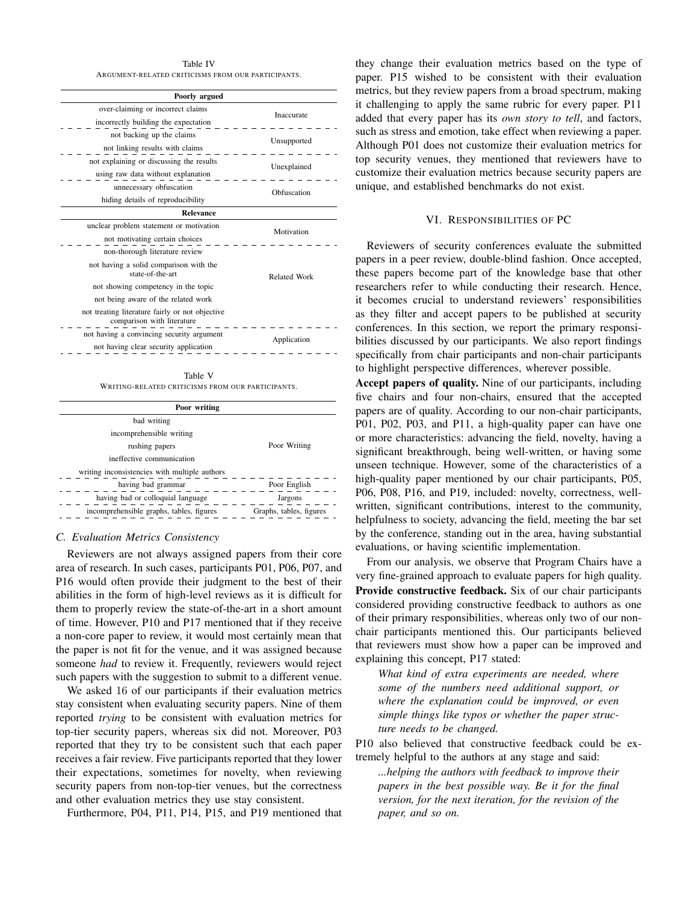Table IV
ARGUMENT-RELATED CRITICISMS FROM OUR PARTICIPANTS.

| Poorly argued | |
|---|---|
| over-claiming or incorrect claims | Inaccurate |
| incorrectly building the expectation | |
| not backing up the claims | Unsupported |
| not linking results with claims | |
| not explaining or discussing the results | Unexplained |
| using raw data without explanation | |
| unnecessary obfuscation | Obfuscation |
| hiding details of reproducibility | |
| **Relevance** | |
| unclear problem statement or motivation | Motivation |
| not motivating certain choices | |
| non-thorough literature review | Related Work |
| not having a solid comparison with the state-of-the-art | |
| not showing competency in the topic | |
| not being aware of the related work | |
| not treating literature fairly or not objective comparison with literature | |
| not having a convincing security argument | Application |
| not having clear security application | |

Table V
WRITING-RELATED CRITICISMS FROM OUR PARTICIPANTS.

| Poor writing | |
|---|---|
| bad writing | Poor Writing |
| incomprehensible writing | |
| rushing papers | |
| ineffective communication | |
| writing inconsistencies with multiple authors | |
| having bad grammar | Poor English |
| having bad or colloquial language | Jargons |
| incomprehensible graphs, tables, figures | Graphs, tables, figures |

### C. Evaluation Metrics Consistency

Reviewers are not always assigned papers from their core area of research. In such cases, participants P01, P06, P07, and P16 would often provide their judgment to the best of their abilities in the form of high-level reviews as it is difficult for them to properly review the state-of-the-art in a short amount of time. However, P10 and P17 mentioned that if they receive a non-core paper to review, it would most certainly mean that the paper is not fit for the venue, and it was assigned because someone *had* to review it. Frequently, reviewers would reject such papers with the suggestion to submit to a different venue.

We asked 16 of our participants if their evaluation metrics stay consistent when evaluating security papers. Nine of them reported *trying* to be consistent with evaluation metrics for top-tier security papers, whereas six did not. Moreover, P03 reported that they try to be consistent such that each paper receives a fair review. Five participants reported that they lower their expectations, sometimes for novelty, when reviewing security papers from non-top-tier venues, but the correctness and other evaluation metrics they use stay consistent.

Furthermore, P04, P11, P14, P15, and P19 mentioned that they change their evaluation metrics based on the type of paper. P15 wished to be consistent with their evaluation metrics, but they review papers from a broad spectrum, making it challenging to apply the same rubric for every paper. P11 added that every paper has its *own story to tell*, and factors, such as stress and emotion, take effect when reviewing a paper. Although P01 does not customize their evaluation metrics for top security venues, they mentioned that reviewers have to customize their evaluation metrics because security papers are unique, and established benchmarks do not exist.

## VI. Responsibilities of PC

Reviewers of security conferences evaluate the submitted papers in a peer review, double-blind fashion. Once accepted, these papers become part of the knowledge base that other researchers refer to while conducting their research. Hence, it becomes crucial to understand reviewers' responsibilities as they filter and accept papers to be published at security conferences. In this section, we report the primary responsibilities discussed by our participants. We also report findings specifically from chair participants and non-chair participants to highlight perspective differences, wherever possible.

**Accept papers of quality.** Nine of our participants, including five chairs and four non-chairs, ensured that the accepted papers are of quality. According to our non-chair participants, P01, P02, P03, and P11, a high-quality paper can have one or more characteristics: advancing the field, novelty, having a significant breakthrough, being well-written, or having some unseen technique. However, some of the characteristics of a high-quality paper mentioned by our chair participants, P05, P06, P08, P16, and P19, included: novelty, correctness, well-written, significant contributions, interest to the community, helpfulness to society, advancing the field, meeting the bar set by the conference, standing out in the area, having substantial evaluations, or having scientific implementation.

From our analysis, we observe that Program Chairs have a very fine-grained approach to evaluate papers for high quality.

**Provide constructive feedback.** Six of our chair participants considered providing constructive feedback to authors as one of their primary responsibilities, whereas only two of our non-chair participants mentioned this. Our participants believed that reviewers must show how a paper can be improved and explaining this concept, P17 stated:

> *What kind of extra experiments are needed, where some of the numbers need additional support, or where the explanation could be improved, or even simple things like typos or whether the paper structure needs to be changed.*

P10 also believed that constructive feedback could be extremely helpful to the authors at any stage and said:

> *...helping the authors with feedback to improve their papers in the best possible way. Be it for the final version, for the next iteration, for the revision of the paper, and so on.*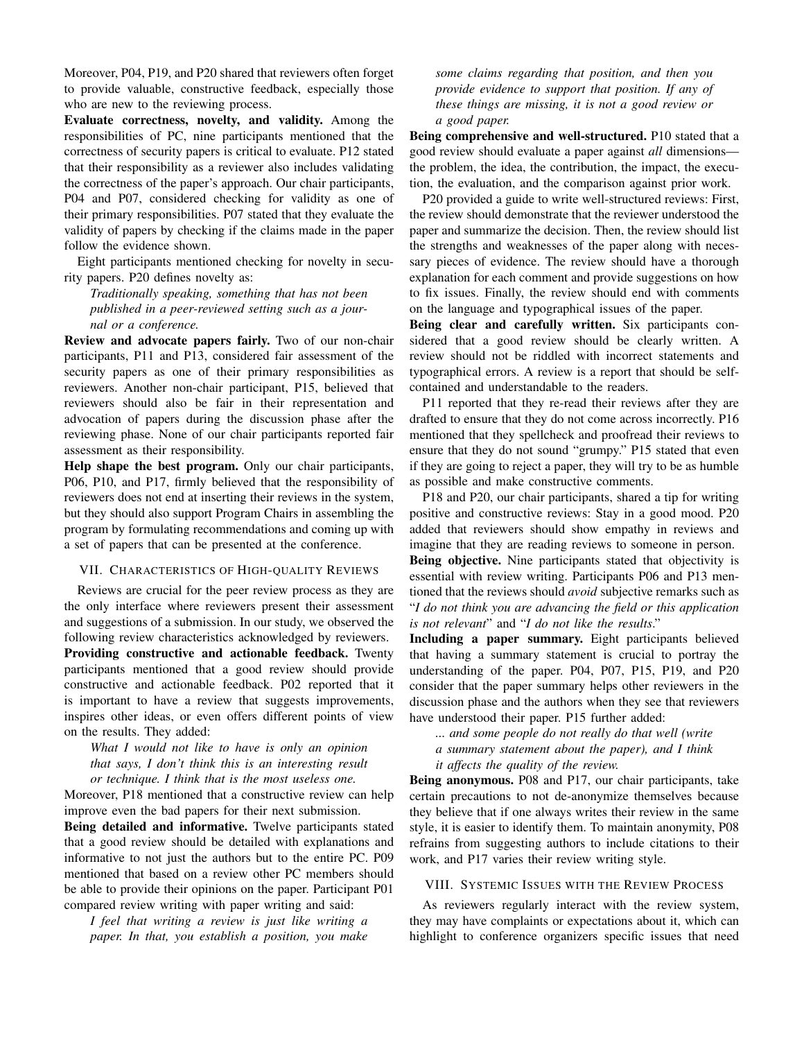Moreover, P04, P19, and P20 shared that reviewers often forget to provide valuable, constructive feedback, especially those who are new to the reviewing process.

**Evaluate correctness, novelty, and validity.** Among the responsibilities of PC, nine participants mentioned that the correctness of security papers is critical to evaluate. P12 stated that their responsibility as a reviewer also includes validating the correctness of the paper's approach. Our chair participants, P04 and P07, considered checking for validity as one of their primary responsibilities. P07 stated that they evaluate the validity of papers by checking if the claims made in the paper follow the evidence shown.

Eight participants mentioned checking for novelty in security papers. P20 defines novelty as:

> *Traditionally speaking, something that has not been published in a peer-reviewed setting such as a journal or a conference.*

**Review and advocate papers fairly.** Two of our non-chair participants, P11 and P13, considered fair assessment of the security papers as one of their primary responsibilities as reviewers. Another non-chair participant, P15, believed that reviewers should also be fair in their representation and advocation of papers during the discussion phase after the reviewing phase. None of our chair participants reported fair assessment as their responsibility.

**Help shape the best program.** Only our chair participants, P06, P10, and P17, firmly believed that the responsibility of reviewers does not end at inserting their reviews in the system, but they should also support Program Chairs in assembling the program by formulating recommendations and coming up with a set of papers that can be presented at the conference.

## VII. Characteristics of High-quality Reviews

Reviews are crucial for the peer review process as they are the only interface where reviewers present their assessment and suggestions of a submission. In our study, we observed the following review characteristics acknowledged by reviewers.

**Providing constructive and actionable feedback.** Twenty participants mentioned that a good review should provide constructive and actionable feedback. P02 reported that it is important to have a review that suggests improvements, inspires other ideas, or even offers different points of view on the results. They added:

> *What I would not like to have is only an opinion that says, I don't think this is an interesting result or technique. I think that is the most useless one.*

Moreover, P18 mentioned that a constructive review can help improve even the bad papers for their next submission.

**Being detailed and informative.** Twelve participants stated that a good review should be detailed with explanations and informative to not just the authors but to the entire PC. P09 mentioned that based on a review other PC members should be able to provide their opinions on the paper. Participant P01 compared review writing with paper writing and said:

> *I feel that writing a review is just like writing a paper. In that, you establish a position, you make some claims regarding that position, and then you provide evidence to support that position. If any of these things are missing, it is not a good review or a good paper.*

**Being comprehensive and well-structured.** P10 stated that a good review should evaluate a paper against *all* dimensions—the problem, the idea, the contribution, the impact, the execution, the evaluation, and the comparison against prior work.

P20 provided a guide to write well-structured reviews: First, the review should demonstrate that the reviewer understood the paper and summarize the decision. Then, the review should list the strengths and weaknesses of the paper along with necessary pieces of evidence. The review should have a thorough explanation for each comment and provide suggestions on how to fix issues. Finally, the review should end with comments on the language and typographical issues of the paper.

**Being clear and carefully written.** Six participants considered that a good review should be clearly written. A review should not be riddled with incorrect statements and typographical errors. A review is a report that should be self-contained and understandable to the readers.

P11 reported that they re-read their reviews after they are drafted to ensure that they do not come across incorrectly. P16 mentioned that they spellcheck and proofread their reviews to ensure that they do not sound "grumpy." P15 stated that even if they are going to reject a paper, they will try to be as humble as possible and make constructive comments.

P18 and P20, our chair participants, shared a tip for writing positive and constructive reviews: Stay in a good mood. P20 added that reviewers should show empathy in reviews and imagine that they are reading reviews to someone in person.

**Being objective.** Nine participants stated that objectivity is essential with review writing. Participants P06 and P13 mentioned that the reviews should *avoid* subjective remarks such as "*I do not think you are advancing the field or this application is not relevant*" and "*I do not like the results*."

**Including a paper summary.** Eight participants believed that having a summary statement is crucial to portray the understanding of the paper. P04, P07, P15, P19, and P20 consider that the paper summary helps other reviewers in the discussion phase and the authors when they see that reviewers have understood their paper. P15 further added:

> *... and some people do not really do that well (write a summary statement about the paper), and I think it affects the quality of the review.*

**Being anonymous.** P08 and P17, our chair participants, take certain precautions to not de-anonymize themselves because they believe that if one always writes their review in the same style, it is easier to identify them. To maintain anonymity, P08 refrains from suggesting authors to include citations to their work, and P17 varies their review writing style.

## VIII. Systemic Issues with the Review Process

As reviewers regularly interact with the review system, they may have complaints or expectations about it, which can highlight to conference organizers specific issues that need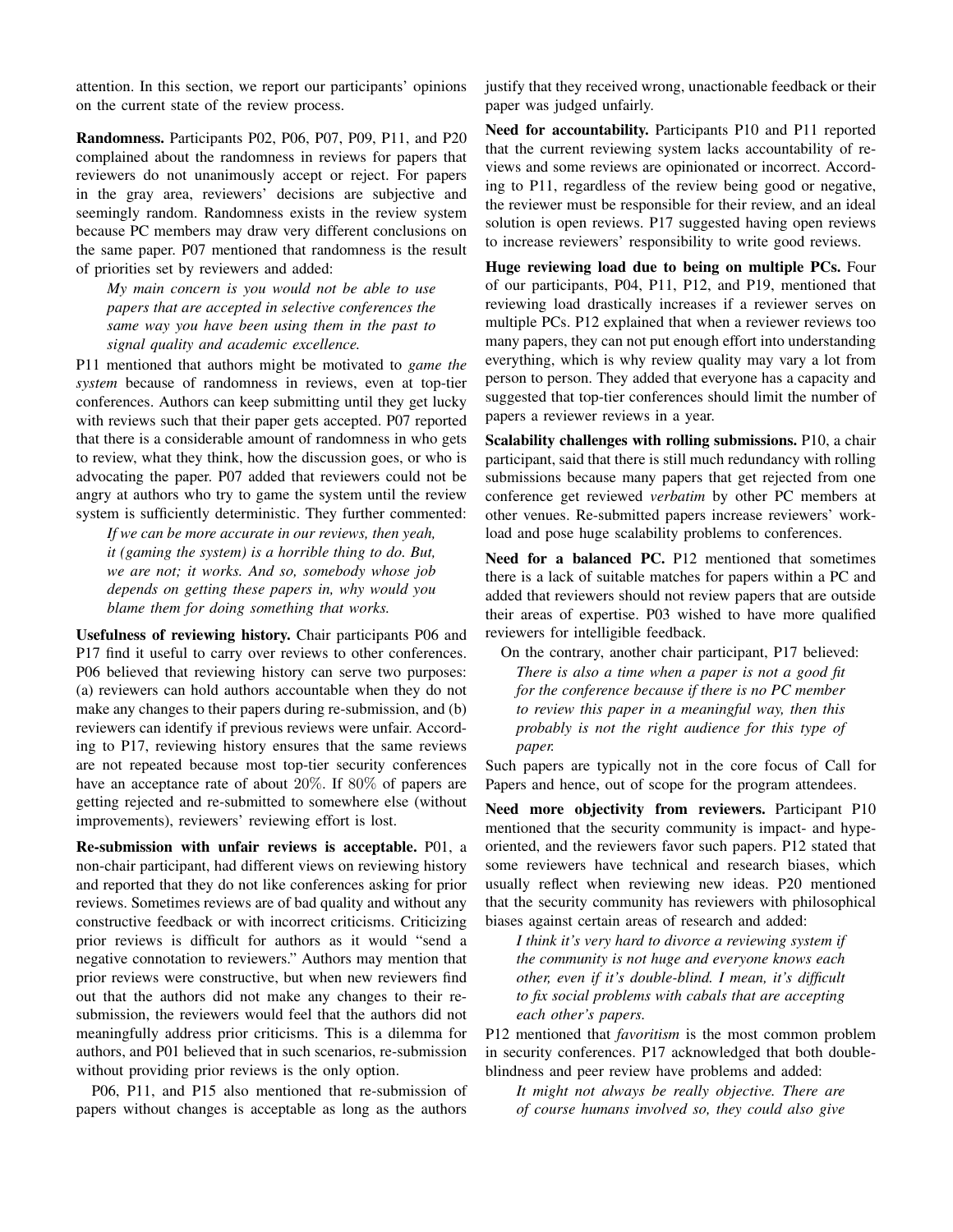attention. In this section, we report our participants' opinions on the current state of the review process.

**Randomness.** Participants P02, P06, P07, P09, P11, and P20 complained about the randomness in reviews for papers that reviewers do not unanimously accept or reject. For papers in the gray area, reviewers' decisions are subjective and seemingly random. Randomness exists in the review system because PC members may draw very different conclusions on the same paper. P07 mentioned that randomness is the result of priorities set by reviewers and added:

> *My main concern is you would not be able to use papers that are accepted in selective conferences the same way you have been using them in the past to signal quality and academic excellence.*

P11 mentioned that authors might be motivated to *game the system* because of randomness in reviews, even at top-tier conferences. Authors can keep submitting until they get lucky with reviews such that their paper gets accepted. P07 reported that there is a considerable amount of randomness in who gets to review, what they think, how the discussion goes, or who is advocating the paper. P07 added that reviewers could not be angry at authors who try to game the system until the review system is sufficiently deterministic. They further commented:

> *If we can be more accurate in our reviews, then yeah, it (gaming the system) is a horrible thing to do. But, we are not; it works. And so, somebody whose job depends on getting these papers in, why would you blame them for doing something that works.*

**Usefulness of reviewing history.** Chair participants P06 and P17 find it useful to carry over reviews to other conferences. P06 believed that reviewing history can serve two purposes: (a) reviewers can hold authors accountable when they do not make any changes to their papers during re-submission, and (b) reviewers can identify if previous reviews were unfair. According to P17, reviewing history ensures that the same reviews are not repeated because most top-tier security conferences have an acceptance rate of about 20%. If 80% of papers are getting rejected and re-submitted to somewhere else (without improvements), reviewers' reviewing effort is lost.

**Re-submission with unfair reviews is acceptable.** P01, a non-chair participant, had different views on reviewing history and reported that they do not like conferences asking for prior reviews. Sometimes reviews are of bad quality and without any constructive feedback or with incorrect criticisms. Criticizing prior reviews is difficult for authors as it would "send a negative connotation to reviewers." Authors may mention that prior reviews were constructive, but when new reviewers find out that the authors did not make any changes to their re-submission, the reviewers would feel that the authors did not meaningfully address prior criticisms. This is a dilemma for authors, and P01 believed that in such scenarios, re-submission without providing prior reviews is the only option.

P06, P11, and P15 also mentioned that re-submission of papers without changes is acceptable as long as the authors justify that they received wrong, unactionable feedback or their paper was judged unfairly.

**Need for accountability.** Participants P10 and P11 reported that the current reviewing system lacks accountability of reviews and some reviews are opinionated or incorrect. According to P11, regardless of the review being good or negative, the reviewer must be responsible for their review, and an ideal solution is open reviews. P17 suggested having open reviews to increase reviewers' responsibility to write good reviews.

**Huge reviewing load due to being on multiple PCs.** Four of our participants, P04, P11, P12, and P19, mentioned that reviewing load drastically increases if a reviewer serves on multiple PCs. P12 explained that when a reviewer reviews too many papers, they can not put enough effort into understanding everything, which is why review quality may vary a lot from person to person. They added that everyone has a capacity and suggested that top-tier conferences should limit the number of papers a reviewer reviews in a year.

**Scalability challenges with rolling submissions.** P10, a chair participant, said that there is still much redundancy with rolling submissions because many papers that get rejected from one conference get reviewed *verbatim* by other PC members at other venues. Re-submitted papers increase reviewers' workload and pose huge scalability problems to conferences.

**Need for a balanced PC.** P12 mentioned that sometimes there is a lack of suitable matches for papers within a PC and added that reviewers should not review papers that are outside their areas of expertise. P03 wished to have more qualified reviewers for intelligible feedback.

On the contrary, another chair participant, P17 believed:

> *There is also a time when a paper is not a good fit for the conference because if there is no PC member to review this paper in a meaningful way, then this probably is not the right audience for this type of paper.*

Such papers are typically not in the core focus of Call for Papers and hence, out of scope for the program attendees.

**Need more objectivity from reviewers.** Participant P10 mentioned that the security community is impact- and hype-oriented, and the reviewers favor such papers. P12 stated that some reviewers have technical and research biases, which usually reflect when reviewing new ideas. P20 mentioned that the security community has reviewers with philosophical biases against certain areas of research and added:

> *I think it's very hard to divorce a reviewing system if the community is not huge and everyone knows each other, even if it's double-blind. I mean, it's difficult to fix social problems with cabals that are accepting each other's papers.*

P12 mentioned that *favoritism* is the most common problem in security conferences. P17 acknowledged that both double-blindness and peer review have problems and added:

> *It might not always be really objective. There are of course humans involved so, they could also give*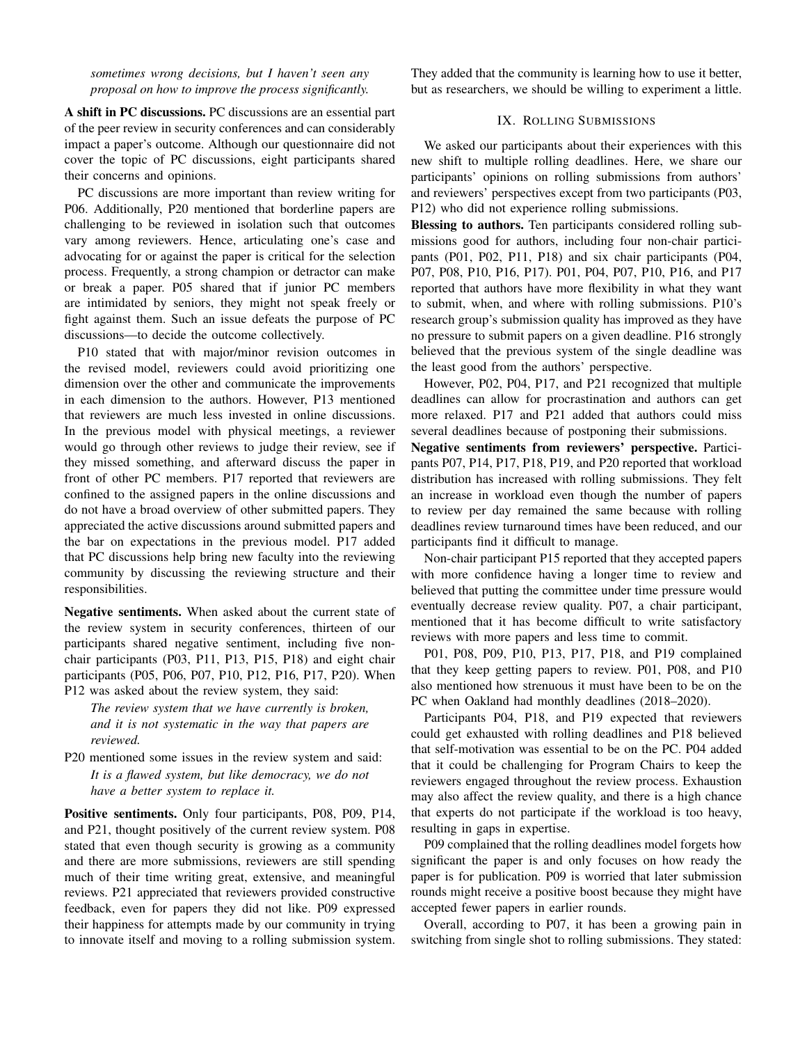*sometimes wrong decisions, but I haven't seen any proposal on how to improve the process significantly.*

**A shift in PC discussions.** PC discussions are an essential part of the peer review in security conferences and can considerably impact a paper's outcome. Although our questionnaire did not cover the topic of PC discussions, eight participants shared their concerns and opinions.

PC discussions are more important than review writing for P06. Additionally, P20 mentioned that borderline papers are challenging to be reviewed in isolation such that outcomes vary among reviewers. Hence, articulating one's case and advocating for or against the paper is critical for the selection process. Frequently, a strong champion or detractor can make or break a paper. P05 shared that if junior PC members are intimidated by seniors, they might not speak freely or fight against them. Such an issue defeats the purpose of PC discussions—to decide the outcome collectively.

P10 stated that with major/minor revision outcomes in the revised model, reviewers could avoid prioritizing one dimension over the other and communicate the improvements in each dimension to the authors. However, P13 mentioned that reviewers are much less invested in online discussions. In the previous model with physical meetings, a reviewer would go through other reviews to judge their review, see if they missed something, and afterward discuss the paper in front of other PC members. P17 reported that reviewers are confined to the assigned papers in the online discussions and do not have a broad overview of other submitted papers. They appreciated the active discussions around submitted papers and the bar on expectations in the previous model. P17 added that PC discussions help bring new faculty into the reviewing community by discussing the reviewing structure and their responsibilities.

**Negative sentiments.** When asked about the current state of the review system in security conferences, thirteen of our participants shared negative sentiment, including five non-chair participants (P03, P11, P13, P15, P18) and eight chair participants (P05, P06, P07, P10, P12, P16, P17, P20). When P12 was asked about the review system, they said:

> *The review system that we have currently is broken, and it is not systematic in the way that papers are reviewed.*

P20 mentioned some issues in the review system and said:

> *It is a flawed system, but like democracy, we do not have a better system to replace it.*

**Positive sentiments.** Only four participants, P08, P09, P14, and P21, thought positively of the current review system. P08 stated that even though security is growing as a community and there are more submissions, reviewers are still spending much of their time writing great, extensive, and meaningful reviews. P21 appreciated that reviewers provided constructive feedback, even for papers they did not like. P09 expressed their happiness for attempts made by our community in trying to innovate itself and moving to a rolling submission system. They added that the community is learning how to use it better, but as researchers, we should be willing to experiment a little.

## IX. Rolling Submissions

We asked our participants about their experiences with this new shift to multiple rolling deadlines. Here, we share our participants' opinions on rolling submissions from authors' and reviewers' perspectives except from two participants (P03, P12) who did not experience rolling submissions.

**Blessing to authors.** Ten participants considered rolling submissions good for authors, including four non-chair participants (P01, P02, P11, P18) and six chair participants (P04, P07, P08, P10, P16, P17). P01, P04, P07, P10, P16, and P17 reported that authors have more flexibility in what they want to submit, when, and where with rolling submissions. P10's research group's submission quality has improved as they have no pressure to submit papers on a given deadline. P16 strongly believed that the previous system of the single deadline was the least good from the authors' perspective.

However, P02, P04, P17, and P21 recognized that multiple deadlines can allow for procrastination and authors can get more relaxed. P17 and P21 added that authors could miss several deadlines because of postponing their submissions.

**Negative sentiments from reviewers' perspective.** Participants P07, P14, P17, P18, P19, and P20 reported that workload distribution has increased with rolling submissions. They felt an increase in workload even though the number of papers to review per day remained the same because with rolling deadlines review turnaround times have been reduced, and our participants find it difficult to manage.

Non-chair participant P15 reported that they accepted papers with more confidence having a longer time to review and believed that putting the committee under time pressure would eventually decrease review quality. P07, a chair participant, mentioned that it has become difficult to write satisfactory reviews with more papers and less time to commit.

P01, P08, P09, P10, P13, P17, P18, and P19 complained that they keep getting papers to review. P01, P08, and P10 also mentioned how strenuous it must have been to be on the PC when Oakland had monthly deadlines (2018–2020).

Participants P04, P18, and P19 expected that reviewers could get exhausted with rolling deadlines and P18 believed that self-motivation was essential to be on the PC. P04 added that it could be challenging for Program Chairs to keep the reviewers engaged throughout the review process. Exhaustion may also affect the review quality, and there is a high chance that experts do not participate if the workload is too heavy, resulting in gaps in expertise.

P09 complained that the rolling deadlines model forgets how significant the paper is and only focuses on how ready the paper is for publication. P09 is worried that later submission rounds might receive a positive boost because they might have accepted fewer papers in earlier rounds.

Overall, according to P07, it has been a growing pain in switching from single shot to rolling submissions. They stated: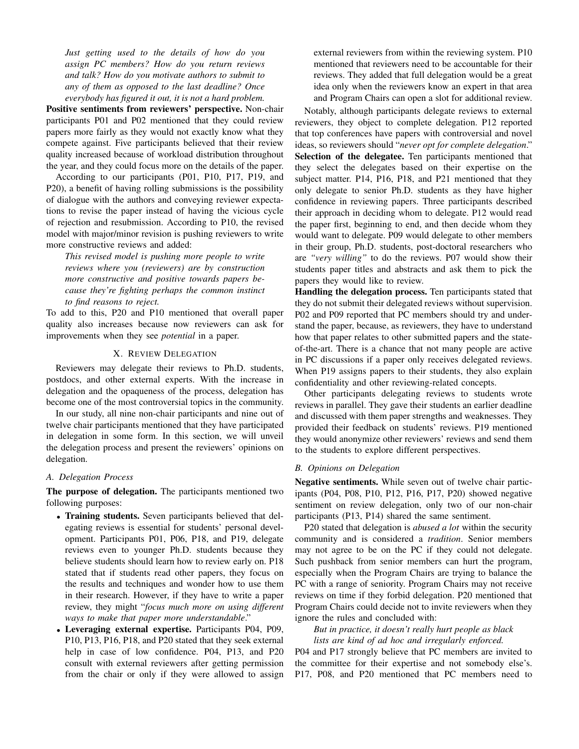*Just getting used to the details of how do you assign PC members? How do you return reviews and talk? How do you motivate authors to submit to any of them as opposed to the last deadline? Once everybody has figured it out, it is not a hard problem.*

**Positive sentiments from reviewers' perspective.** Non-chair participants P01 and P02 mentioned that they could review papers more fairly as they would not exactly know what they compete against. Five participants believed that their review quality increased because of workload distribution throughout the year, and they could focus more on the details of the paper.

According to our participants (P01, P10, P17, P19, and P20), a benefit of having rolling submissions is the possibility of dialogue with the authors and conveying reviewer expectations to revise the paper instead of having the vicious cycle of rejection and resubmission. According to P10, the revised model with major/minor revision is pushing reviewers to write more constructive reviews and added:

> *This revised model is pushing more people to write reviews where you (reviewers) are by construction more constructive and positive towards papers because they're fighting perhaps the common instinct to find reasons to reject.*

To add to this, P20 and P10 mentioned that overall paper quality also increases because now reviewers can ask for improvements when they see *potential* in a paper.

## X. Review Delegation

Reviewers may delegate their reviews to Ph.D. students, postdocs, and other external experts. With the increase in delegation and the opaqueness of the process, delegation has become one of the most controversial topics in the community.

In our study, all nine non-chair participants and nine out of twelve chair participants mentioned that they have participated in delegation in some form. In this section, we will unveil the delegation process and present the reviewers' opinions on delegation.

### A. Delegation Process

**The purpose of delegation.** The participants mentioned two following purposes:

- **Training students.** Seven participants believed that delegating reviews is essential for students' personal development. Participants P01, P06, P18, and P19, delegate reviews even to younger Ph.D. students because they believe students should learn how to review early on. P18 stated that if students read other papers, they focus on the results and techniques and wonder how to use them in their research. However, if they have to write a paper review, they might "*focus much more on using different ways to make that paper more understandable*."
- **Leveraging external expertise.** Participants P04, P09, P10, P13, P16, P18, and P20 stated that they seek external help in case of low confidence. P04, P13, and P20 consult with external reviewers after getting permission from the chair or only if they were allowed to assign external reviewers from within the reviewing system. P10 mentioned that reviewers need to be accountable for their reviews. They added that full delegation would be a great idea only when the reviewers know an expert in that area and Program Chairs can open a slot for additional review.

Notably, although participants delegate reviews to external reviewers, they object to complete delegation. P12 reported that top conferences have papers with controversial and novel ideas, so reviewers should "*never opt for complete delegation*."

**Selection of the delegatee.** Ten participants mentioned that they select the delegates based on their expertise on the subject matter. P14, P16, P18, and P21 mentioned that they only delegate to senior Ph.D. students as they have higher confidence in reviewing papers. Three participants described their approach in deciding whom to delegate. P12 would read the paper first, beginning to end, and then decide whom they would want to delegate. P09 would delegate to other members in their group, Ph.D. students, post-doctoral researchers who are *"very willing"* to do the reviews. P07 would show their students paper titles and abstracts and ask them to pick the papers they would like to review.

**Handling the delegation process.** Ten participants stated that they do not submit their delegated reviews without supervision. P02 and P09 reported that PC members should try and understand the paper, because, as reviewers, they have to understand how that paper relates to other submitted papers and the state-of-the-art. There is a chance that not many people are active in PC discussions if a paper only receives delegated reviews. When P19 assigns papers to their students, they also explain confidentiality and other reviewing-related concepts.

Other participants delegating reviews to students wrote reviews in parallel. They gave their students an earlier deadline and discussed with them paper strengths and weaknesses. They provided their feedback on students' reviews. P19 mentioned they would anonymize other reviewers' reviews and send them to the students to explore different perspectives.

### B. Opinions on Delegation

**Negative sentiments.** While seven out of twelve chair participants (P04, P08, P10, P12, P16, P17, P20) showed negative sentiment on review delegation, only two of our non-chair participants (P13, P14) shared the same sentiment.

P20 stated that delegation is *abused a lot* within the security community and is considered a *tradition*. Senior members may not agree to be on the PC if they could not delegate. Such pushback from senior members can hurt the program, especially when the Program Chairs are trying to balance the PC with a range of seniority. Program Chairs may not receive reviews on time if they forbid delegation. P20 mentioned that Program Chairs could decide not to invite reviewers when they ignore the rules and concluded with:

> *But in practice, it doesn't really hurt people as black lists are kind of ad hoc and irregularly enforced.*

P04 and P17 strongly believe that PC members are invited to the committee for their expertise and not somebody else's. P17, P08, and P20 mentioned that PC members need to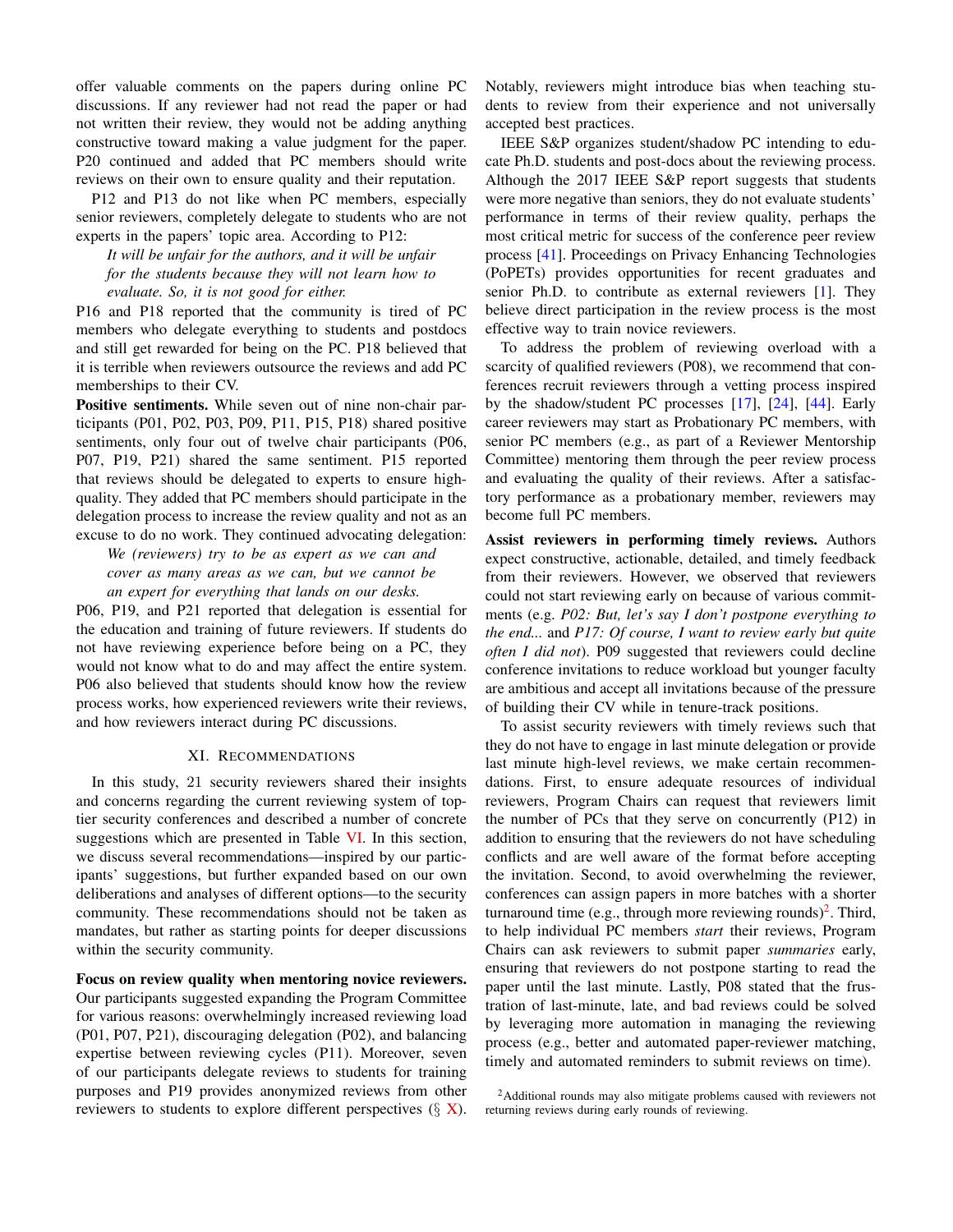offer valuable comments on the papers during online PC discussions. If any reviewer had not read the paper or had not written their review, they would not be adding anything constructive toward making a value judgment for the paper. P20 continued and added that PC members should write reviews on their own to ensure quality and their reputation.

P12 and P13 do not like when PC members, especially senior reviewers, completely delegate to students who are not experts in the papers' topic area. According to P12:

> *It will be unfair for the authors, and it will be unfair for the students because they will not learn how to evaluate. So, it is not good for either.*

P16 and P18 reported that the community is tired of PC members who delegate everything to students and postdocs and still get rewarded for being on the PC. P18 believed that it is terrible when reviewers outsource the reviews and add PC memberships to their CV.

**Positive sentiments.** While seven out of nine non-chair participants (P01, P02, P03, P09, P11, P15, P18) shared positive sentiments, only four out of twelve chair participants (P06, P07, P19, P21) shared the same sentiment. P15 reported that reviews should be delegated to experts to ensure high-quality. They added that PC members should participate in the delegation process to increase the review quality and not as an excuse to do no work. They continued advocating delegation:

> *We (reviewers) try to be as expert as we can and cover as many areas as we can, but we cannot be an expert for everything that lands on our desks.*

P06, P19, and P21 reported that delegation is essential for the education and training of future reviewers. If students do not have reviewing experience before being on a PC, they would not know what to do and may affect the entire system. P06 also believed that students should know how the review process works, how experienced reviewers write their reviews, and how reviewers interact during PC discussions.

## XI. Recommendations

In this study, 21 security reviewers shared their insights and concerns regarding the current reviewing system of top-tier security conferences and described a number of concrete suggestions which are presented in Table VI. In this section, we discuss several recommendations—inspired by our participants' suggestions, but further expanded based on our own deliberations and analyses of different options—to the security community. These recommendations should not be taken as mandates, but rather as starting points for deeper discussions within the security community.

**Focus on review quality when mentoring novice reviewers.** Our participants suggested expanding the Program Committee for various reasons: overwhelmingly increased reviewing load (P01, P07, P21), discouraging delegation (P02), and balancing expertise between reviewing cycles (P11). Moreover, seven of our participants delegate reviews to students for training purposes and P19 provides anonymized reviews from other reviewers to students to explore different perspectives (§ X). Notably, reviewers might introduce bias when teaching students to review from their experience and not universally accepted best practices.

IEEE S&P organizes student/shadow PC intending to educate Ph.D. students and post-docs about the reviewing process. Although the 2017 IEEE S&P report suggests that students were more negative than seniors, they do not evaluate students' performance in terms of their review quality, perhaps the most critical metric for success of the conference peer review process [41]. Proceedings on Privacy Enhancing Technologies (PoPETs) provides opportunities for recent graduates and senior Ph.D. to contribute as external reviewers [1]. They believe direct participation in the review process is the most effective way to train novice reviewers.

To address the problem of reviewing overload with a scarcity of qualified reviewers (P08), we recommend that conferences recruit reviewers through a vetting process inspired by the shadow/student PC processes [17], [24], [44]. Early career reviewers may start as Probationary PC members, with senior PC members (e.g., as part of a Reviewer Mentorship Committee) mentoring them through the peer review process and evaluating the quality of their reviews. After a satisfactory performance as a probationary member, reviewers may become full PC members.

**Assist reviewers in performing timely reviews.** Authors expect constructive, actionable, detailed, and timely feedback from their reviewers. However, we observed that reviewers could not start reviewing early on because of various commitments (e.g. *P02: But, let's say I don't postpone everything to the end...* and *P17: Of course, I want to review early but quite often I did not*). P09 suggested that reviewers could decline conference invitations to reduce workload but younger faculty are ambitious and accept all invitations because of the pressure of building their CV while in tenure-track positions.

To assist security reviewers with timely reviews such that they do not have to engage in last minute delegation or provide last minute high-level reviews, we make certain recommendations. First, to ensure adequate resources of individual reviewers, Program Chairs can request that reviewers limit the number of PCs that they serve on concurrently (P12) in addition to ensuring that the reviewers do not have scheduling conflicts and are well aware of the format before accepting the invitation. Second, to avoid overwhelming the reviewer, conferences can assign papers in more batches with a shorter turnaround time (e.g., through more reviewing rounds)[2]. Third, to help individual PC members *start* their reviews, Program Chairs can ask reviewers to submit paper *summaries* early, ensuring that reviewers do not postpone starting to read the paper until the last minute. Lastly, P08 stated that the frustration of last-minute, late, and bad reviews could be solved by leveraging more automation in managing the reviewing process (e.g., better and automated paper-reviewer matching, timely and automated reminders to submit reviews on time).

[2] Additional rounds may also mitigate problems caused with reviewers not returning reviews during early rounds of reviewing.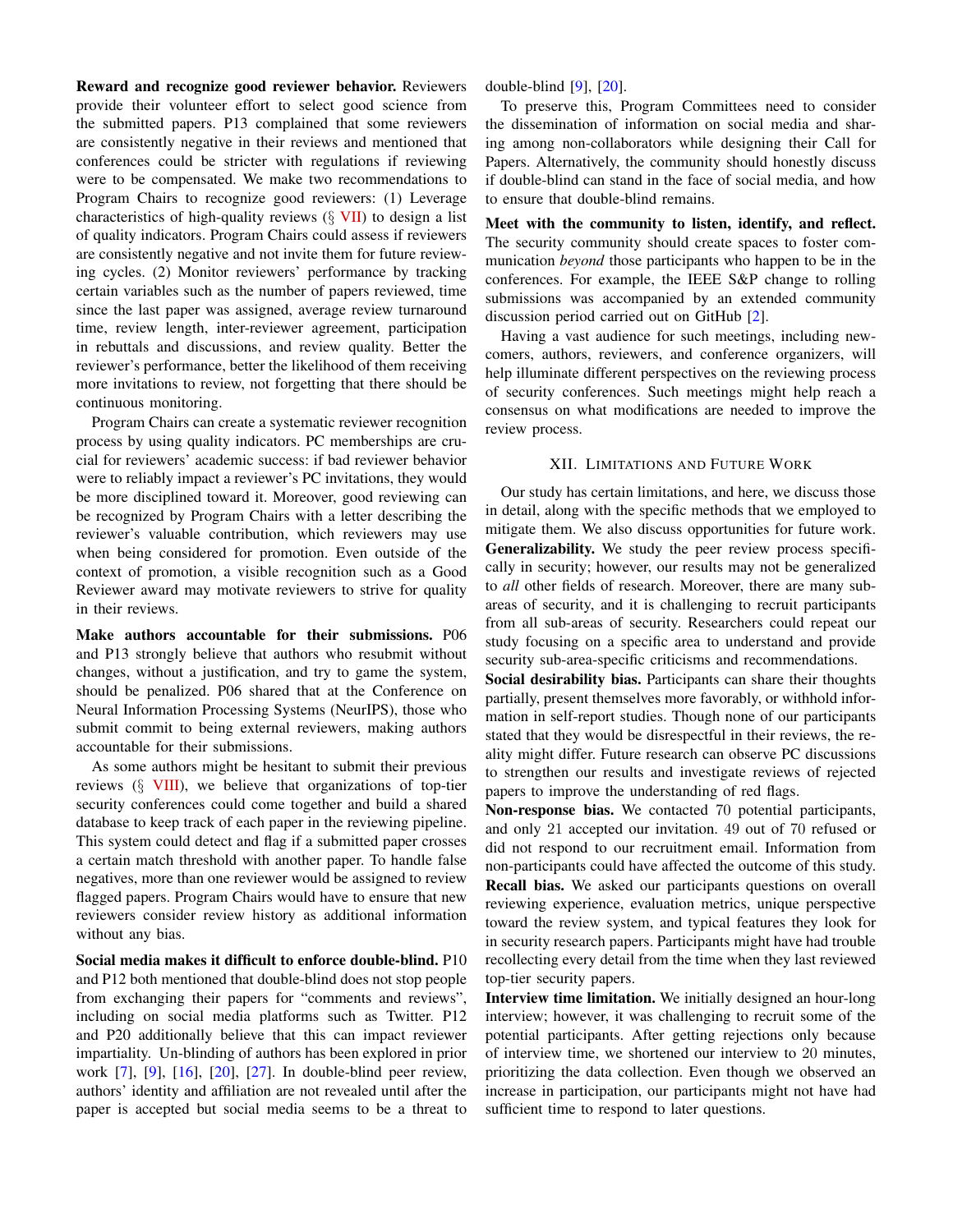**Reward and recognize good reviewer behavior.** Reviewers provide their volunteer effort to select good science from the submitted papers. P13 complained that some reviewers are consistently negative in their reviews and mentioned that conferences could be stricter with regulations if reviewing were to be compensated. We make two recommendations to Program Chairs to recognize good reviewers: (1) Leverage characteristics of high-quality reviews (§ VII) to design a list of quality indicators. Program Chairs could assess if reviewers are consistently negative and not invite them for future reviewing cycles. (2) Monitor reviewers' performance by tracking certain variables such as the number of papers reviewed, time since the last paper was assigned, average review turnaround time, review length, inter-reviewer agreement, participation in rebuttals and discussions, and review quality. Better the reviewer's performance, better the likelihood of them receiving more invitations to review, not forgetting that there should be continuous monitoring.

Program Chairs can create a systematic reviewer recognition process by using quality indicators. PC memberships are crucial for reviewers' academic success: if bad reviewer behavior were to reliably impact a reviewer's PC invitations, they would be more disciplined toward it. Moreover, good reviewing can be recognized by Program Chairs with a letter describing the reviewer's valuable contribution, which reviewers may use when being considered for promotion. Even outside of the context of promotion, a visible recognition such as a Good Reviewer award may motivate reviewers to strive for quality in their reviews.

**Make authors accountable for their submissions.** P06 and P13 strongly believe that authors who resubmit without changes, without a justification, and try to game the system, should be penalized. P06 shared that at the Conference on Neural Information Processing Systems (NeurIPS), those who submit commit to being external reviewers, making authors accountable for their submissions.

As some authors might be hesitant to submit their previous reviews (§ VIII), we believe that organizations of top-tier security conferences could come together and build a shared database to keep track of each paper in the reviewing pipeline. This system could detect and flag if a submitted paper crosses a certain match threshold with another paper. To handle false negatives, more than one reviewer would be assigned to review flagged papers. Program Chairs would have to ensure that new reviewers consider review history as additional information without any bias.

**Social media makes it difficult to enforce double-blind.** P10 and P12 both mentioned that double-blind does not stop people from exchanging their papers for "comments and reviews", including on social media platforms such as Twitter. P12 and P20 additionally believe that this can impact reviewer impartiality. Un-blinding of authors has been explored in prior work [7], [9], [16], [20], [27]. In double-blind peer review, authors' identity and affiliation are not revealed until after the paper is accepted but social media seems to be a threat to double-blind [9], [20].

To preserve this, Program Committees need to consider the dissemination of information on social media and sharing among non-collaborators while designing their Call for Papers. Alternatively, the community should honestly discuss if double-blind can stand in the face of social media, and how to ensure that double-blind remains.

**Meet with the community to listen, identify, and reflect.** The security community should create spaces to foster communication *beyond* those participants who happen to be in the conferences. For example, the IEEE S&P change to rolling submissions was accompanied by an extended community discussion period carried out on GitHub [2].

Having a vast audience for such meetings, including newcomers, authors, reviewers, and conference organizers, will help illuminate different perspectives on the reviewing process of security conferences. Such meetings might help reach a consensus on what modifications are needed to improve the review process.

## XII. Limitations and Future Work

Our study has certain limitations, and here, we discuss those in detail, along with the specific methods that we employed to mitigate them. We also discuss opportunities for future work.

**Generalizability.** We study the peer review process specifically in security; however, our results may not be generalized to *all* other fields of research. Moreover, there are many subareas of security, and it is challenging to recruit participants from all sub-areas of security. Researchers could repeat our study focusing on a specific area to understand and provide security sub-area-specific criticisms and recommendations.

**Social desirability bias.** Participants can share their thoughts partially, present themselves more favorably, or withhold information in self-report studies. Though none of our participants stated that they would be disrespectful in their reviews, the reality might differ. Future research can observe PC discussions to strengthen our results and investigate reviews of rejected papers to improve the understanding of red flags.

**Non-response bias.** We contacted 70 potential participants, and only 21 accepted our invitation. 49 out of 70 refused or did not respond to our recruitment email. Information from non-participants could have affected the outcome of this study.

**Recall bias.** We asked our participants questions on overall reviewing experience, evaluation metrics, unique perspective toward the review system, and typical features they look for in security research papers. Participants might have had trouble recollecting every detail from the time when they last reviewed top-tier security papers.

**Interview time limitation.** We initially designed an hour-long interview; however, it was challenging to recruit some of the potential participants. After getting rejections only because of interview time, we shortened our interview to 20 minutes, prioritizing the data collection. Even though we observed an increase in participation, our participants might not have had sufficient time to respond to later questions.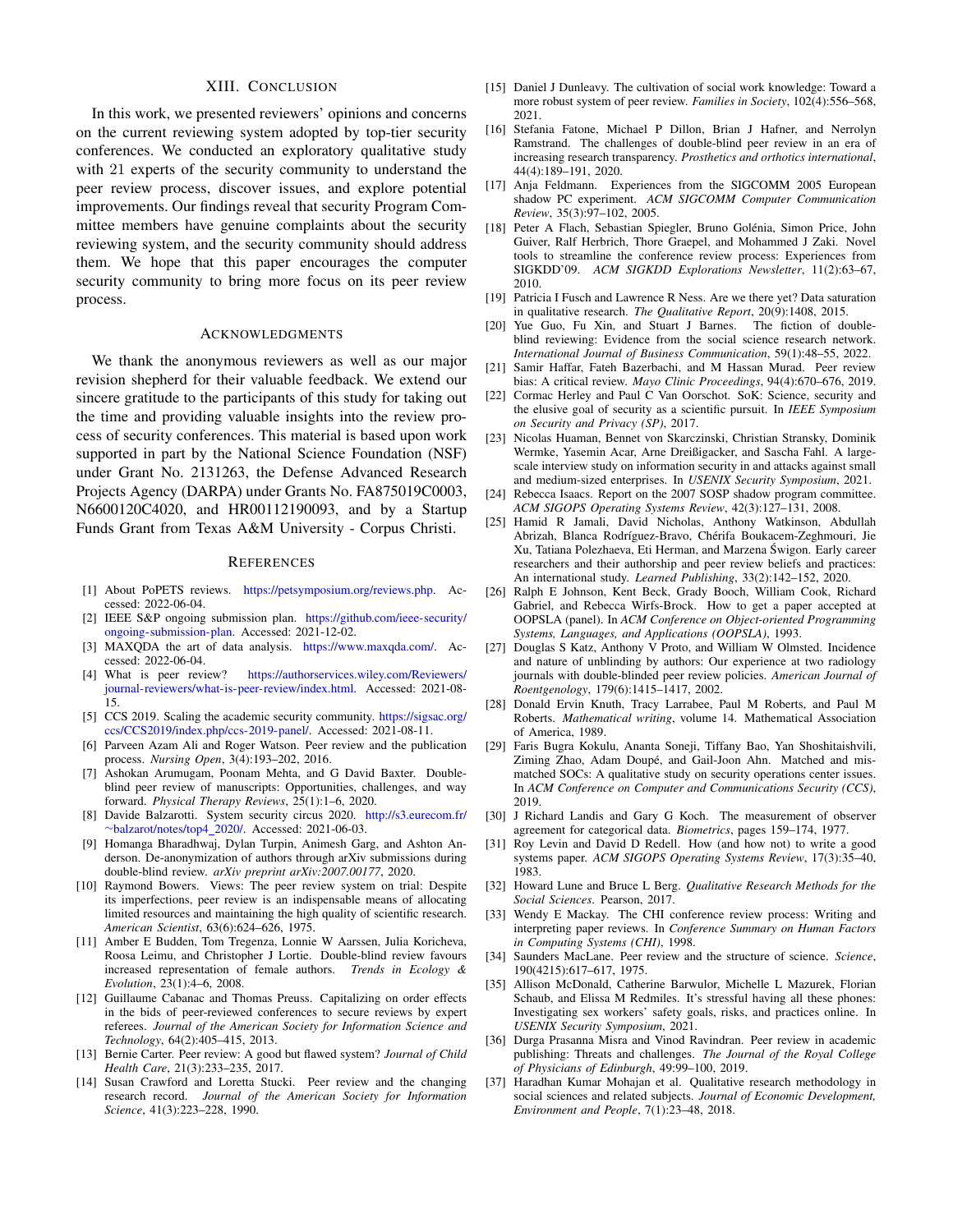## XIII. Conclusion

In this work, we presented reviewers' opinions and concerns on the current reviewing system adopted by top-tier security conferences. We conducted an exploratory qualitative study with 21 experts of the security community to understand the peer review process, discover issues, and explore potential improvements. Our findings reveal that security Program Committee members have genuine complaints about the security reviewing system, and the security community should address them. We hope that this paper encourages the computer security community to bring more focus on its peer review process.

## Acknowledgments

We thank the anonymous reviewers as well as our major revision shepherd for their valuable feedback. We extend our sincere gratitude to the participants of this study for taking out the time and providing valuable insights into the review process of security conferences. This material is based upon work supported in part by the National Science Foundation (NSF) under Grant No. 2131263, the Defense Advanced Research Projects Agency (DARPA) under Grants No. FA875019C0003, N6600120C4020, and HR00112190093, and by a Startup Funds Grant from Texas A&M University - Corpus Christi.

## References

[1] About PoPETS reviews. https://petsymposium.org/reviews.php. Accessed: 2022-06-04.

[2] IEEE S&P ongoing submission plan. https://github.com/ieee-security/ongoing-submission-plan. Accessed: 2021-12-02.

[3] MAXQDA the art of data analysis. https://www.maxqda.com/. Accessed: 2022-06-04.

[4] What is peer review? https://authorservices.wiley.com/Reviewers/journal-reviewers/what-is-peer-review/index.html. Accessed: 2021-08-15.

[5] CCS 2019. Scaling the academic security community. https://sigsac.org/ccs/CCS2019/index.php/ccs-2019-panel/. Accessed: 2021-08-11.

[6] Parveen Azam Ali and Roger Watson. Peer review and the publication process. *Nursing Open*, 3(4):193–202, 2016.

[7] Ashokan Arumugam, Poonam Mehta, and G David Baxter. Double-blind peer review of manuscripts: Opportunities, challenges, and way forward. *Physical Therapy Reviews*, 25(1):1–6, 2020.

[8] Davide Balzarotti. System security circus 2020. http://s3.eurecom.fr/~balzarot/notes/top4_2020/. Accessed: 2021-06-03.

[9] Homanga Bharadhwaj, Dylan Turpin, Animesh Garg, and Ashton Anderson. De-anonymization of authors through arXiv submissions during double-blind review. *arXiv preprint arXiv:2007.00177*, 2020.

[10] Raymond Bowers. Views: The peer review system on trial: Despite its imperfections, peer review is an indispensable means of allocating limited resources and maintaining the high quality of scientific research. *American Scientist*, 63(6):624–626, 1975.

[11] Amber E Budden, Tom Tregenza, Lonnie W Aarssen, Julia Koricheva, Roosa Leimu, and Christopher J Lortie. Double-blind review favours increased representation of female authors. *Trends in Ecology & Evolution*, 23(1):4–6, 2008.

[12] Guillaume Cabanac and Thomas Preuss. Capitalizing on order effects in the bids of peer-reviewed conferences to secure reviews by expert referees. *Journal of the American Society for Information Science and Technology*, 64(2):405–415, 2013.

[13] Bernie Carter. Peer review: A good but flawed system? *Journal of Child Health Care*, 21(3):233–235, 2017.

[14] Susan Crawford and Loretta Stucki. Peer review and the changing research record. *Journal of the American Society for Information Science*, 41(3):223–228, 1990.

[15] Daniel J Dunleavy. The cultivation of social work knowledge: Toward a more robust system of peer review. *Families in Society*, 102(4):556–568, 2021.

[16] Stefania Fatone, Michael P Dillon, Brian J Hafner, and Nerrolyn Ramstrand. The challenges of double-blind peer review in an era of increasing research transparency. *Prosthetics and orthotics international*, 44(4):189–191, 2020.

[17] Anja Feldmann. Experiences from the SIGCOMM 2005 European shadow PC experiment. *ACM SIGCOMM Computer Communication Review*, 35(3):97–102, 2005.

[18] Peter A Flach, Sebastian Spiegler, Bruno Golénia, Simon Price, John Guiver, Ralf Herbrich, Thore Graepel, and Mohammed J Zaki. Novel tools to streamline the conference review process: Experiences from SIGKDD'09. *ACM SIGKDD Explorations Newsletter*, 11(2):63–67, 2010.

[19] Patricia I Fusch and Lawrence R Ness. Are we there yet? Data saturation in qualitative research. *The Qualitative Report*, 20(9):1408, 2015.

[20] Yue Guo, Fu Xin, and Stuart J Barnes. The fiction of double-blind reviewing: Evidence from the social science research network. *International Journal of Business Communication*, 59(1):48–55, 2022.

[21] Samir Haffar, Fateh Bazerbachi, and M Hassan Murad. Peer review bias: A critical review. *Mayo Clinic Proceedings*, 94(4):670–676, 2019.

[22] Cormac Herley and Paul C Van Oorschot. SoK: Science, security and the elusive goal of security as a scientific pursuit. In *IEEE Symposium on Security and Privacy (SP)*, 2017.

[23] Nicolas Huaman, Bennet von Skarczinski, Christian Stransky, Dominik Wermke, Yasemin Acar, Arne Dreißigacker, and Sascha Fahl. A large-scale interview study on information security in and attacks against small and medium-sized enterprises. In *USENIX Security Symposium*, 2021.

[24] Rebecca Isaacs. Report on the 2007 SOSP shadow program committee. *ACM SIGOPS Operating Systems Review*, 42(3):127–131, 2008.

[25] Hamid R Jamali, David Nicholas, Anthony Watkinson, Abdullah Abrizah, Blanca Rodríguez-Bravo, Chérifa Boukacem-Zeghmouri, Jie Xu, Tatiana Polezhaeva, Eti Herman, and Marzena Świgon. Early career researchers and their authorship and peer review beliefs and practices: An international study. *Learned Publishing*, 33(2):142–152, 2020.

[26] Ralph E Johnson, Kent Beck, Grady Booch, William Cook, Richard Gabriel, and Rebecca Wirfs-Brock. How to get a paper accepted at OOPSLA (panel). In *ACM Conference on Object-oriented Programming Systems, Languages, and Applications (OOPSLA)*, 1993.

[27] Douglas S Katz, Anthony V Proto, and William W Olmsted. Incidence and nature of unblinding by authors: Our experience at two radiology journals with double-blinded peer review policies. *American Journal of Roentgenology*, 179(6):1415–1417, 2002.

[28] Donald Ervin Knuth, Tracy Larrabee, Paul M Roberts, and Paul M Roberts. *Mathematical writing*, volume 14. Mathematical Association of America, 1989.

[29] Faris Bugra Kokulu, Ananta Soneji, Tiffany Bao, Yan Shoshitaishvili, Ziming Zhao, Adam Doupé, and Gail-Joon Ahn. Matched and mismatched SOCs: A qualitative study on security operations center issues. In *ACM Conference on Computer and Communications Security (CCS)*, 2019.

[30] J Richard Landis and Gary G Koch. The measurement of observer agreement for categorical data. *Biometrics*, pages 159–174, 1977.

[31] Roy Levin and David D Redell. How (and how not) to write a good systems paper. *ACM SIGOPS Operating Systems Review*, 17(3):35–40, 1983.

[32] Howard Lune and Bruce L Berg. *Qualitative Research Methods for the Social Sciences*. Pearson, 2017.

[33] Wendy E Mackay. The CHI conference review process: Writing and interpreting paper reviews. In *Conference Summary on Human Factors in Computing Systems (CHI)*, 1998.

[34] Saunders MacLane. Peer review and the structure of science. *Science*, 190(4215):617–617, 1975.

[35] Allison McDonald, Catherine Barwulor, Michelle L Mazurek, Florian Schaub, and Elissa M Redmiles. It's stressful having all these phones: Investigating sex workers' safety goals, risks, and practices online. In *USENIX Security Symposium*, 2021.

[36] Durga Prasanna Misra and Vinod Ravindran. Peer review in academic publishing: Threats and challenges. *The Journal of the Royal College of Physicians of Edinburgh*, 49:99–100, 2019.

[37] Haradhan Kumar Mohajan et al. Qualitative research methodology in social sciences and related subjects. *Journal of Economic Development, Environment and People*, 7(1):23–48, 2018.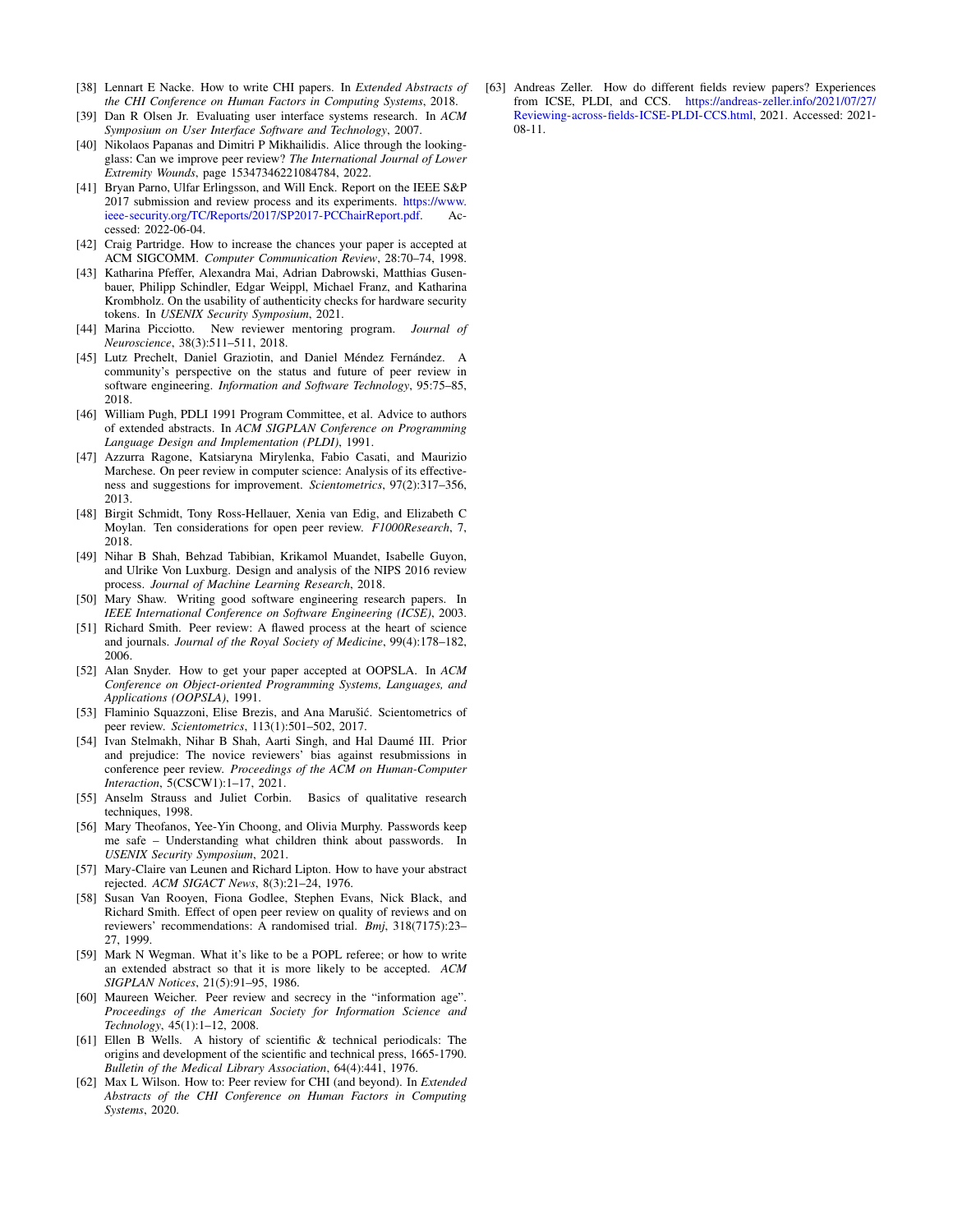[38] Lennart E Nacke. How to write CHI papers. In *Extended Abstracts of the CHI Conference on Human Factors in Computing Systems*, 2018.

[39] Dan R Olsen Jr. Evaluating user interface systems research. In *ACM Symposium on User Interface Software and Technology*, 2007.

[40] Nikolaos Papanas and Dimitri P Mikhailidis. Alice through the looking-glass: Can we improve peer review? *The International Journal of Lower Extremity Wounds*, page 15347346221084784, 2022.

[41] Bryan Parno, Ulfar Erlingsson, and Will Enck. Report on the IEEE S&P 2017 submission and review process and its experiments. https://www.ieee-security.org/TC/Reports/2017/SP2017-PCChairReport.pdf. Accessed: 2022-06-04.

[42] Craig Partridge. How to increase the chances your paper is accepted at ACM SIGCOMM. *Computer Communication Review*, 28:70–74, 1998.

[43] Katharina Pfeffer, Alexandra Mai, Adrian Dabrowski, Matthias Gusenbauer, Philipp Schindler, Edgar Weippl, Michael Franz, and Katharina Krombholz. On the usability of authenticity checks for hardware security tokens. In *USENIX Security Symposium*, 2021.

[44] Marina Picciotto. New reviewer mentoring program. *Journal of Neuroscience*, 38(3):511–511, 2018.

[45] Lutz Prechelt, Daniel Graziotin, and Daniel Méndez Fernández. A community's perspective on the status and future of peer review in software engineering. *Information and Software Technology*, 95:75–85, 2018.

[46] William Pugh, PDLI 1991 Program Committee, et al. Advice to authors of extended abstracts. In *ACM SIGPLAN Conference on Programming Language Design and Implementation (PLDI)*, 1991.

[47] Azzurra Ragone, Katsiaryna Mirylenka, Fabio Casati, and Maurizio Marchese. On peer review in computer science: Analysis of its effectiveness and suggestions for improvement. *Scientometrics*, 97(2):317–356, 2013.

[48] Birgit Schmidt, Tony Ross-Hellauer, Xenia van Edig, and Elizabeth C Moylan. Ten considerations for open peer review. *F1000Research*, 7, 2018.

[49] Nihar B Shah, Behzad Tabibian, Krikamol Muandet, Isabelle Guyon, and Ulrike Von Luxburg. Design and analysis of the NIPS 2016 review process. *Journal of Machine Learning Research*, 2018.

[50] Mary Shaw. Writing good software engineering research papers. In *IEEE International Conference on Software Engineering (ICSE)*, 2003.

[51] Richard Smith. Peer review: A flawed process at the heart of science and journals. *Journal of the Royal Society of Medicine*, 99(4):178–182, 2006.

[52] Alan Snyder. How to get your paper accepted at OOPSLA. In *ACM Conference on Object-oriented Programming Systems, Languages, and Applications (OOPSLA)*, 1991.

[53] Flaminio Squazzoni, Elise Brezis, and Ana Marušić. Scientometrics of peer review. *Scientometrics*, 113(1):501–502, 2017.

[54] Ivan Stelmakh, Nihar B Shah, Aarti Singh, and Hal Daumé III. Prior and prejudice: The novice reviewers' bias against resubmissions in conference peer review. *Proceedings of the ACM on Human-Computer Interaction*, 5(CSCW1):1–17, 2021.

[55] Anselm Strauss and Juliet Corbin. Basics of qualitative research techniques, 1998.

[56] Mary Theofanos, Yee-Yin Choong, and Olivia Murphy. Passwords keep me safe – Understanding what children think about passwords. In *USENIX Security Symposium*, 2021.

[57] Mary-Claire van Leunen and Richard Lipton. How to have your abstract rejected. *ACM SIGACT News*, 8(3):21–24, 1976.

[58] Susan Van Rooyen, Fiona Godlee, Stephen Evans, Nick Black, and Richard Smith. Effect of open peer review on quality of reviews and on reviewers' recommendations: A randomised trial. *Bmj*, 318(7175):23–27, 1999.

[59] Mark N Wegman. What it's like to be a POPL referee; or how to write an extended abstract so that it is more likely to be accepted. *ACM SIGPLAN Notices*, 21(5):91–95, 1986.

[60] Maureen Weicher. Peer review and secrecy in the "information age". *Proceedings of the American Society for Information Science and Technology*, 45(1):1–12, 2008.

[61] Ellen B Wells. A history of scientific & technical periodicals: The origins and development of the scientific and technical press, 1665-1790. *Bulletin of the Medical Library Association*, 64(4):441, 1976.

[62] Max L Wilson. How to: Peer review for CHI (and beyond). In *Extended Abstracts of the CHI Conference on Human Factors in Computing Systems*, 2020.

[63] Andreas Zeller. How do different fields review papers? Experiences from ICSE, PLDI, and CCS. https://andreas-zeller.info/2021/07/27/Reviewing-across-fields-ICSE-PLDI-CCS.html, 2021. Accessed: 2021-08-11.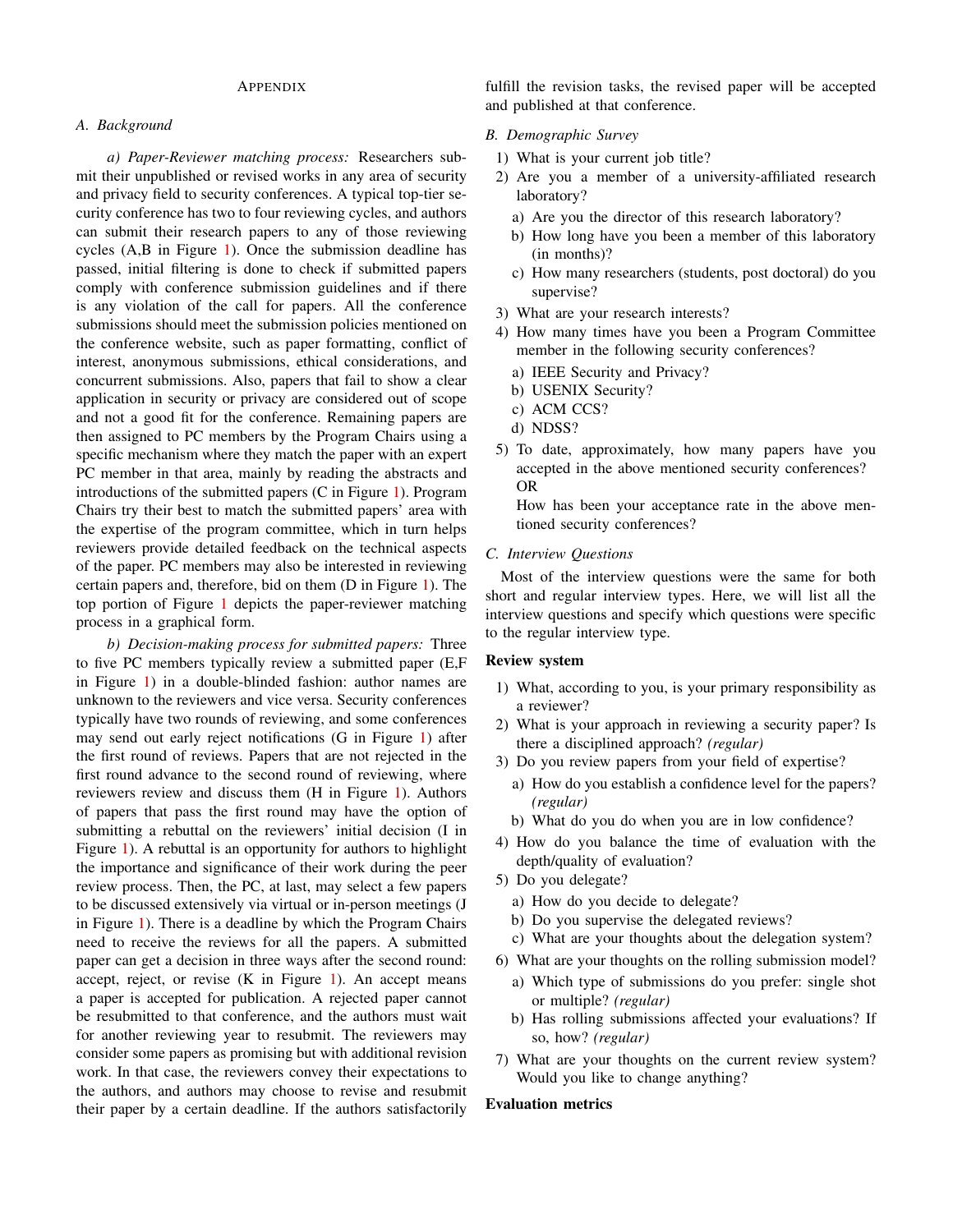# APPENDIX

## A. Background

*a) Paper-Reviewer matching process:* Researchers submit their unpublished or revised works in any area of security and privacy field to security conferences. A typical top-tier security conference has two to four reviewing cycles, and authors can submit their research papers to any of those reviewing cycles (A,B in Figure 1). Once the submission deadline has passed, initial filtering is done to check if submitted papers comply with conference submission guidelines and if there is any violation of the call for papers. All the conference submissions should meet the submission policies mentioned on the conference website, such as paper formatting, conflict of interest, anonymous submissions, ethical considerations, and concurrent submissions. Also, papers that fail to show a clear application in security or privacy are considered out of scope and not a good fit for the conference. Remaining papers are then assigned to PC members by the Program Chairs using a specific mechanism where they match the paper with an expert PC member in that area, mainly by reading the abstracts and introductions of the submitted papers (C in Figure 1). Program Chairs try their best to match the submitted papers' area with the expertise of the program committee, which in turn helps reviewers provide detailed feedback on the technical aspects of the paper. PC members may also be interested in reviewing certain papers and, therefore, bid on them (D in Figure 1). The top portion of Figure 1 depicts the paper-reviewer matching process in a graphical form.

*b) Decision-making process for submitted papers:* Three to five PC members typically review a submitted paper (E,F in Figure 1) in a double-blinded fashion: author names are unknown to the reviewers and vice versa. Security conferences typically have two rounds of reviewing, and some conferences may send out early reject notifications (G in Figure 1) after the first round of reviews. Papers that are not rejected in the first round advance to the second round of reviewing, where reviewers review and discuss them (H in Figure 1). Authors of papers that pass the first round may have the option of submitting a rebuttal on the reviewers' initial decision (I in Figure 1). A rebuttal is an opportunity for authors to highlight the importance and significance of their work during the peer review process. Then, the PC, at last, may select a few papers to be discussed extensively via virtual or in-person meetings (J in Figure 1). There is a deadline by which the Program Chairs need to receive the reviews for all the papers. A submitted paper can get a decision in three ways after the second round: accept, reject, or revise (K in Figure 1). An accept means a paper is accepted for publication. A rejected paper cannot be resubmitted to that conference, and the authors must wait for another reviewing year to resubmit. The reviewers may consider some papers as promising but with additional revision work. In that case, the reviewers convey their expectations to the authors, and authors may choose to revise and resubmit their paper by a certain deadline. If the authors satisfactorily fulfill the revision tasks, the revised paper will be accepted and published at that conference.

## B. Demographic Survey

1) What is your current job title?
2) Are you a member of a university-affiliated research laboratory?
   a) Are you the director of this research laboratory?
   b) How long have you been a member of this laboratory (in months)?
   c) How many researchers (students, post doctoral) do you supervise?
3) What are your research interests?
4) How many times have you been a Program Committee member in the following security conferences?
   a) IEEE Security and Privacy?
   b) USENIX Security?
   c) ACM CCS?
   d) NDSS?
5) To date, approximately, how many papers have you accepted in the above mentioned security conferences? OR
   How has been your acceptance rate in the above mentioned security conferences?

## C. Interview Questions

Most of the interview questions were the same for both short and regular interview types. Here, we will list all the interview questions and specify which questions were specific to the regular interview type.

**Review system**

1) What, according to you, is your primary responsibility as a reviewer?
2) What is your approach in reviewing a security paper? Is there a disciplined approach? *(regular)*
3) Do you review papers from your field of expertise?
   a) How do you establish a confidence level for the papers? *(regular)*
   b) What do you do when you are in low confidence?
4) How do you balance the time of evaluation with the depth/quality of evaluation?
5) Do you delegate?
   a) How do you decide to delegate?
   b) Do you supervise the delegated reviews?
   c) What are your thoughts about the delegation system?
6) What are your thoughts on the rolling submission model?
   a) Which type of submissions do you prefer: single shot or multiple? *(regular)*
   b) Has rolling submissions affected your evaluations? If so, how? *(regular)*
7) What are your thoughts on the current review system? Would you like to change anything?

**Evaluation metrics**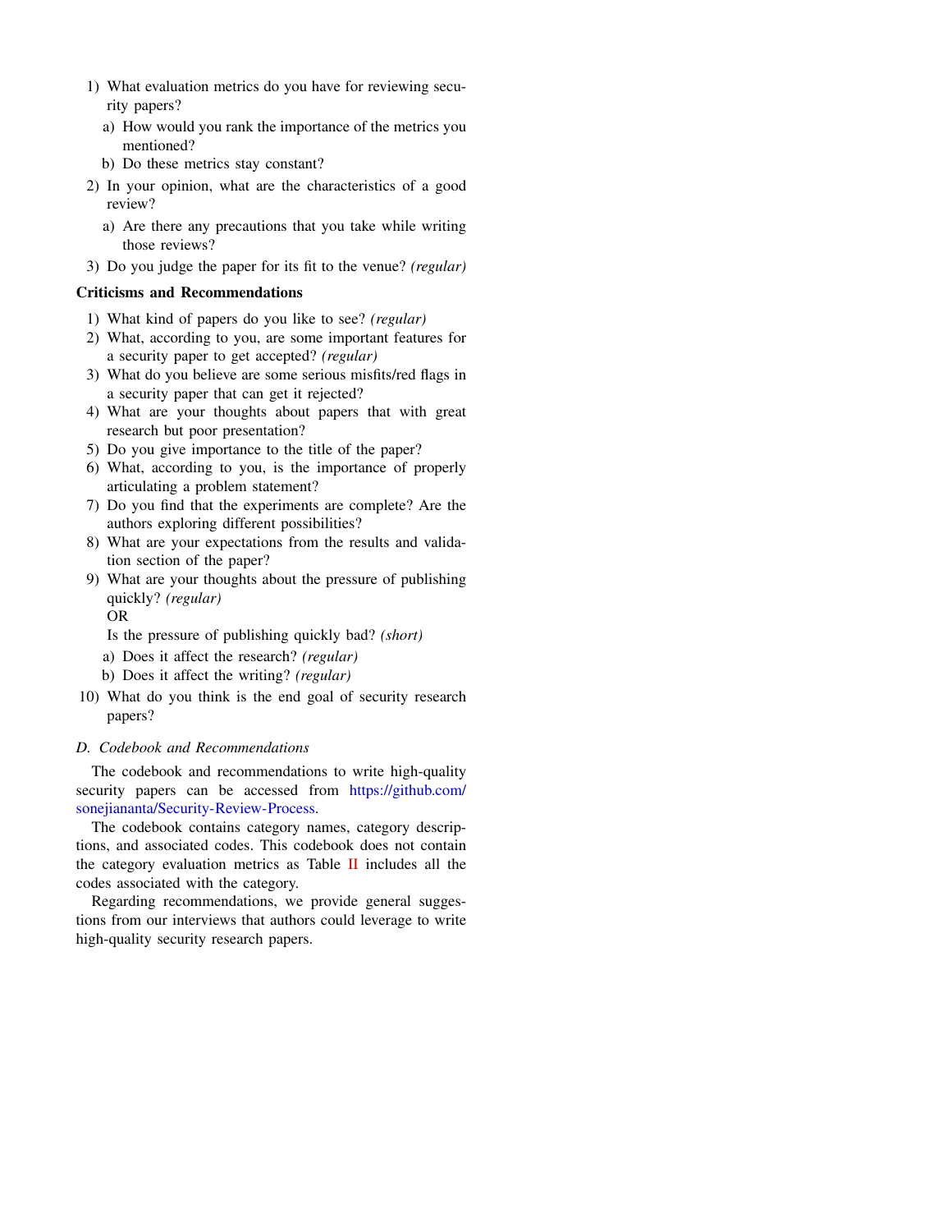1) What evaluation metrics do you have for reviewing security papers?
   a) How would you rank the importance of the metrics you mentioned?
   b) Do these metrics stay constant?
2) In your opinion, what are the characteristics of a good review?
   a) Are there any precautions that you take while writing those reviews?
3) Do you judge the paper for its fit to the venue? *(regular)*

**Criticisms and Recommendations**

1) What kind of papers do you like to see? *(regular)*
2) What, according to you, are some important features for a security paper to get accepted? *(regular)*
3) What do you believe are some serious misfits/red flags in a security paper that can get it rejected?
4) What are your thoughts about papers that with great research but poor presentation?
5) Do you give importance to the title of the paper?
6) What, according to you, is the importance of properly articulating a problem statement?
7) Do you find that the experiments are complete? Are the authors exploring different possibilities?
8) What are your expectations from the results and validation section of the paper?
9) What are your thoughts about the pressure of publishing quickly? *(regular)*
   OR
   Is the pressure of publishing quickly bad? *(short)*
   a) Does it affect the research? *(regular)*
   b) Does it affect the writing? *(regular)*
10) What do you think is the end goal of security research papers?

### *D. Codebook and Recommendations*

The codebook and recommendations to write high-quality security papers can be accessed from https://github.com/sonejiananta/Security-Review-Process.

The codebook contains category names, category descriptions, and associated codes. This codebook does not contain the category evaluation metrics as Table II includes all the codes associated with the category.

Regarding recommendations, we provide general suggestions from our interviews that authors could leverage to write high-quality security research papers.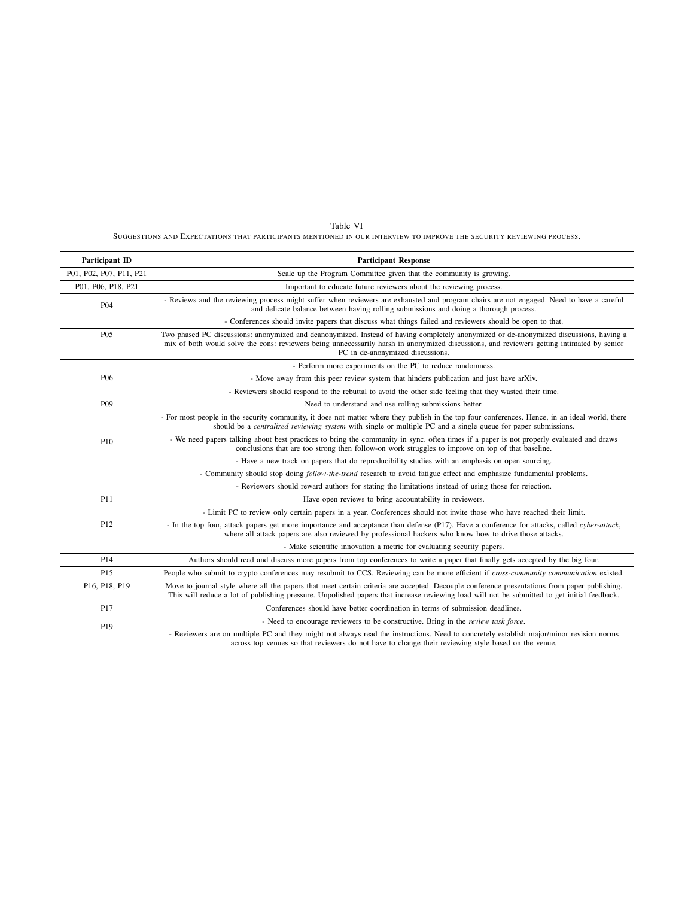Table VI

SUGGESTIONS AND EXPECTATIONS THAT PARTICIPANTS MENTIONED IN OUR INTERVIEW TO IMPROVE THE SECURITY REVIEWING PROCESS.

| Participant ID | Participant Response |
|---|---|
| P01, P02, P07, P11, P21 | Scale up the Program Committee given that the community is growing. |
| P01, P06, P18, P21 | Important to educate future reviewers about the reviewing process. |
| P04 | - Reviews and the reviewing process might suffer when reviewers are exhausted and program chairs are not engaged. Need to have a careful and delicate balance between having rolling submissions and doing a thorough process.<br>- Conferences should invite papers that discuss what things failed and reviewers should be open to that. |
| P05 | Two phased PC discussions: anonymized and deanonymized. Instead of having completely anonymized or de-anonymized discussions, having a mix of both would solve the cons: reviewers being unnecessarily harsh in anonymized discussions, and reviewers getting intimated by senior PC in de-anonymized discussions. |
| P06 | - Perform more experiments on the PC to reduce randomness.<br>- Move away from this peer review system that hinders publication and just have arXiv.<br>- Reviewers should respond to the rebuttal to avoid the other side feeling that they wasted their time. |
| P09 | Need to understand and use rolling submissions better. |
| P10 | - For most people in the security community, it does not matter where they publish in the top four conferences. Hence, in an ideal world, there should be a *centralized reviewing system* with single or multiple PC and a single queue for paper submissions.<br>- We need papers talking about best practices to bring the community in sync. often times if a paper is not properly evaluated and draws conclusions that are too strong then follow-on work struggles to improve on top of that baseline.<br>- Have a new track on papers that do reproducibility studies with an emphasis on open sourcing.<br>- Community should stop doing *follow-the-trend* research to avoid fatigue effect and emphasize fundamental problems.<br>- Reviewers should reward authors for stating the limitations instead of using those for rejection. |
| P11 | Have open reviews to bring accountability in reviewers. |
| P12 | - Limit PC to review only certain papers in a year. Conferences should not invite those who have reached their limit.<br>- In the top four, attack papers get more importance and acceptance than defense (P17). Have a conference for attacks, called *cyber-attack*, where all attack papers are also reviewed by professional hackers who know how to drive those attacks.<br>- Make scientific innovation a metric for evaluating security papers. |
| P14 | Authors should read and discuss more papers from top conferences to write a paper that finally gets accepted by the big four. |
| P15 | People who submit to crypto conferences may resubmit to CCS. Reviewing can be more efficient if *cross-community communication* existed. |
| P16, P18, P19 | Move to journal style where all the papers that meet certain criteria are accepted. Decouple conference presentations from paper publishing. This will reduce a lot of publishing pressure. Unpolished papers that increase reviewing load will not be submitted to get initial feedback. |
| P17 | Conferences should have better coordination in terms of submission deadlines. |
| P19 | - Need to encourage reviewers to be constructive. Bring in the *review task force*.<br>- Reviewers are on multiple PC and they might not always read the instructions. Need to concretely establish major/minor revision norms across top venues so that reviewers do not have to change their reviewing style based on the venue. |